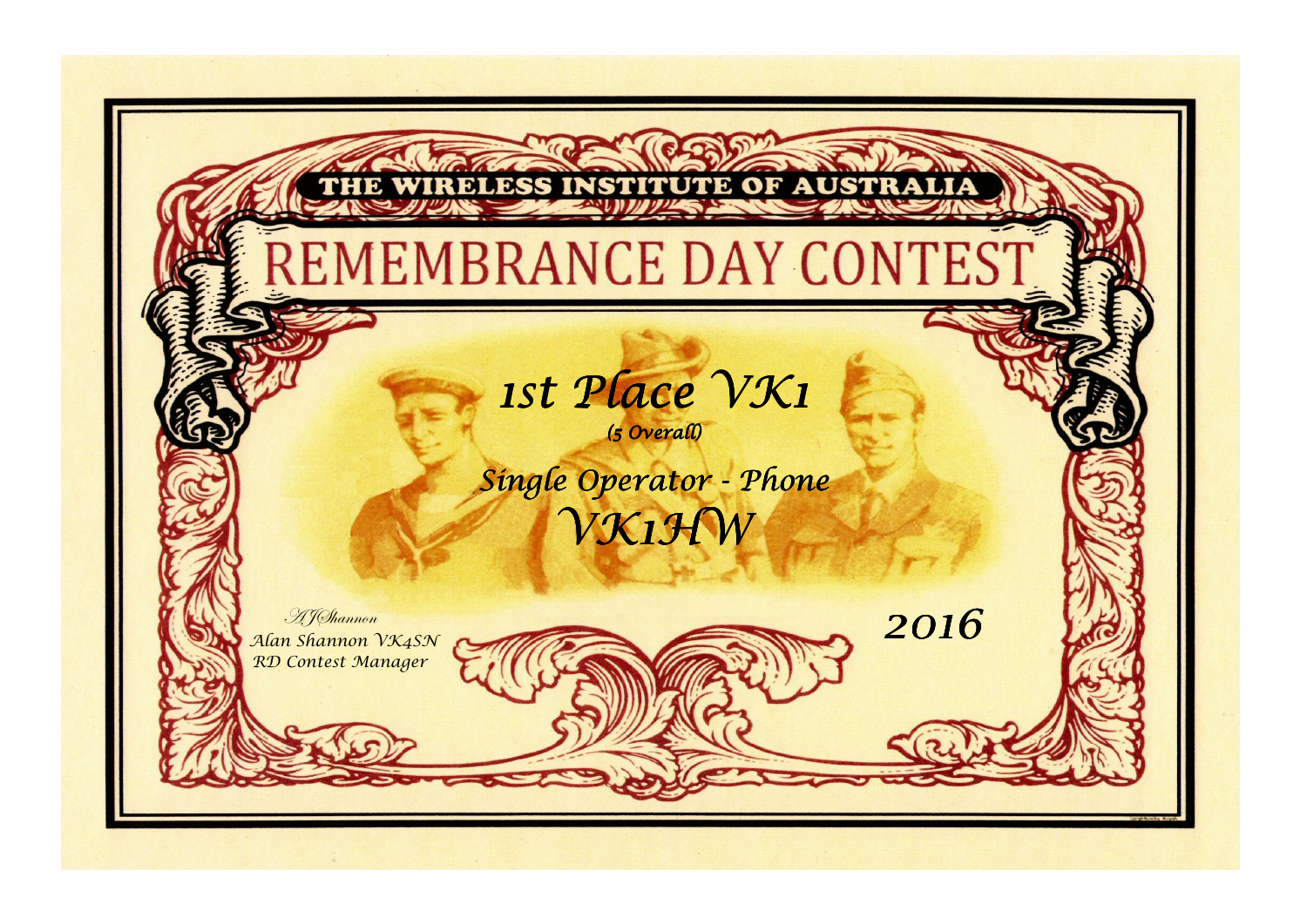THE WIRELESS INSTITUTE OF AUSTRALIA

# REMEMBRANCE DAY CONTEST

## 1st Place VK1

(5 Overall)

### Single Operator - Phone

### VK1HW

2016

AJShannon
Alan Shannon VK4SN
RD Contest Manager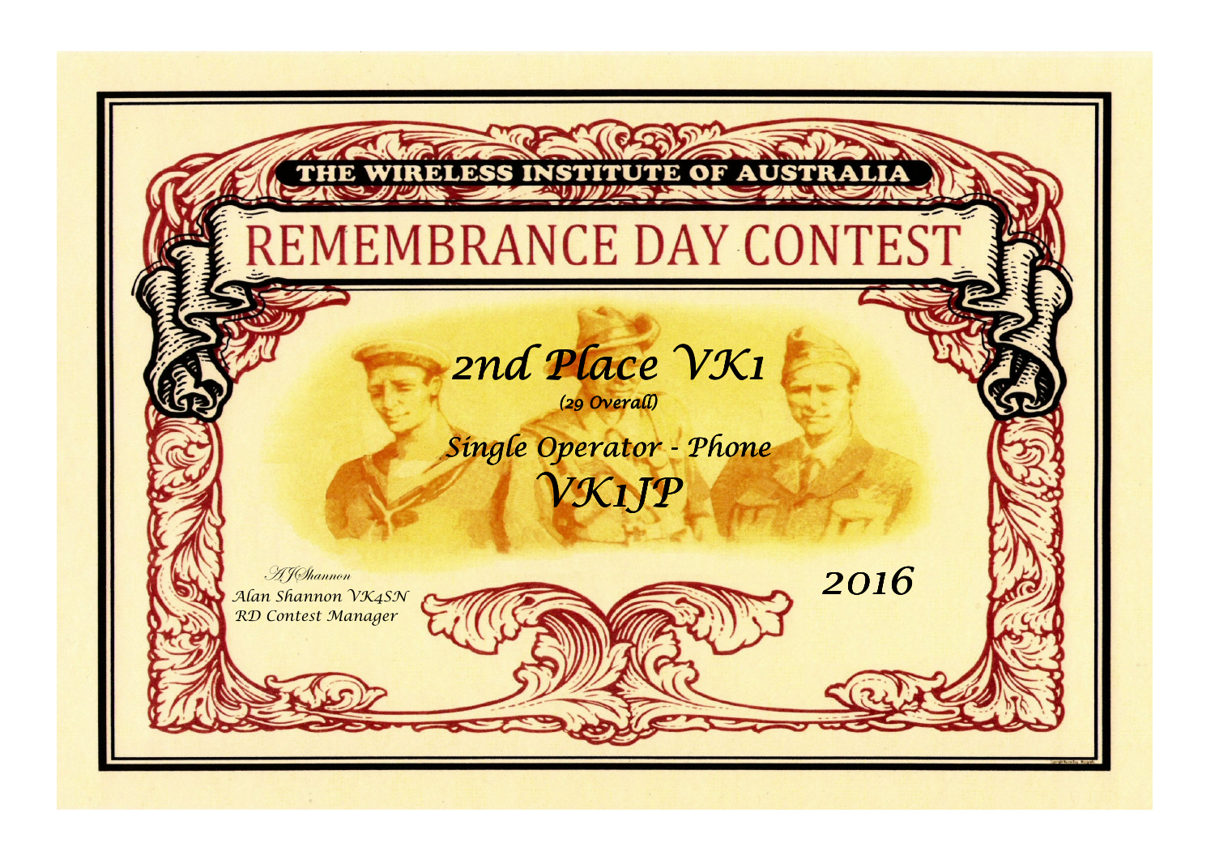THE WIRELESS INSTITUTE OF AUSTRALIA

# REMEMBRANCE DAY CONTEST

## *2nd Place VK1*

*(29 Overall)*

## *Single Operator - Phone*

## *VK1JP*

*2016*

*AJShannon*
*Alan Shannon VK4SN*
*RD Contest Manager*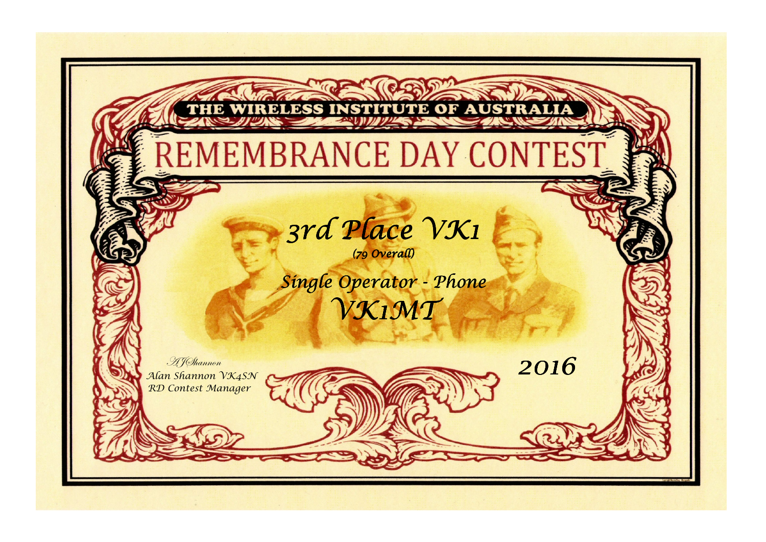THE WIRELESS INSTITUTE OF AUSTRALIA

# REMEMBRANCE DAY CONTEST

## *3rd Place VK1*

*(79 Overall)*

## *Single Operator - Phone*

## *VK1MT*

*2016*

*AJShannon*
*Alan Shannon VK4SN*
*RD Contest Manager*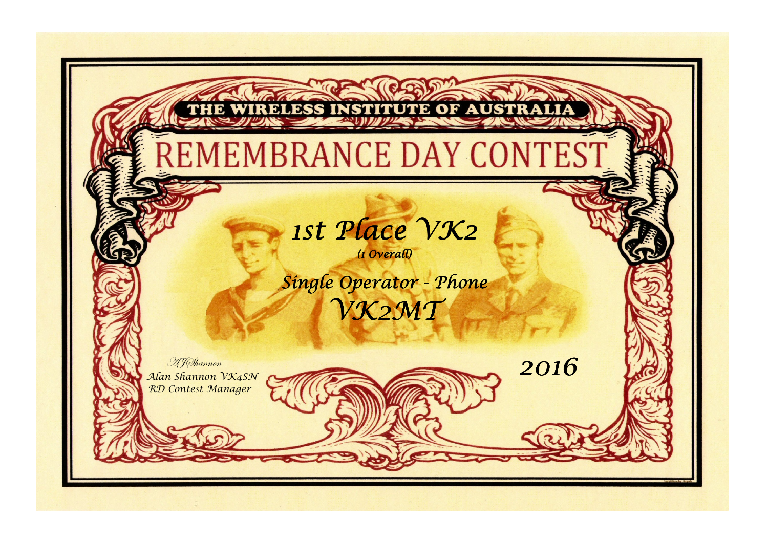THE WIRELESS INSTITUTE OF AUSTRALIA

# REMEMBRANCE DAY CONTEST

## *1st Place VK2*

*(1 Overall)*

## *Single Operator - Phone*

## *VK2MT*

*AJShannon*
*Alan Shannon VK4SN*
*RD Contest Manager*

*2016*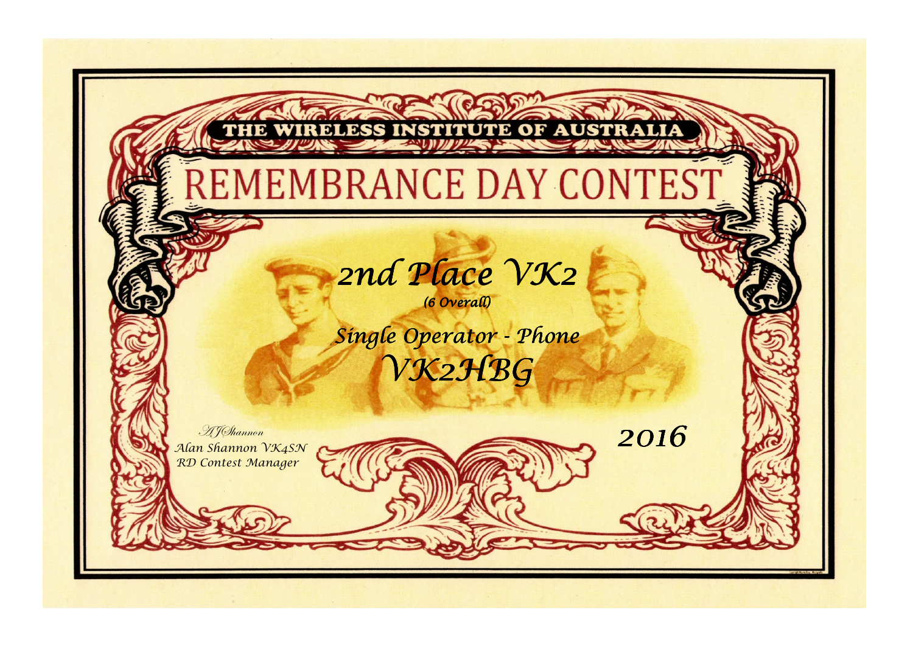THE WIRELESS INSTITUTE OF AUSTRALIA

# REMEMBRANCE DAY CONTEST

## *2nd Place VK2*

*(6 Overall)*

## *Single Operator - Phone*

## *VK2HBG*

*2016*

*AJShannon*

*Alan Shannon VK4SN*

*RD Contest Manager*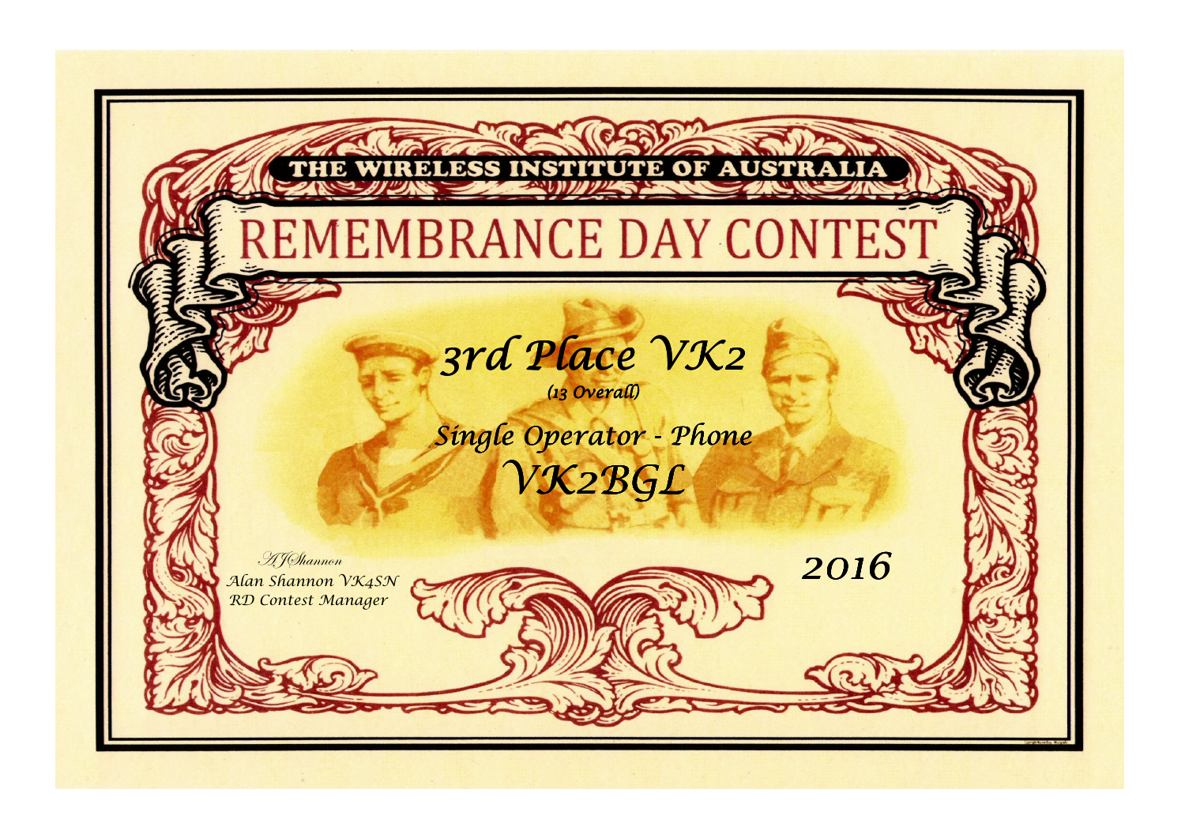THE WIRELESS INSTITUTE OF AUSTRALIA

# REMEMBRANCE DAY CONTEST

## *3rd Place VK2*

*(13 Overall)*

### *Single Operator - Phone*

## *VK2BGL*

*AJShannon*
*Alan Shannon VK4SN*
*RD Contest Manager*

*2016*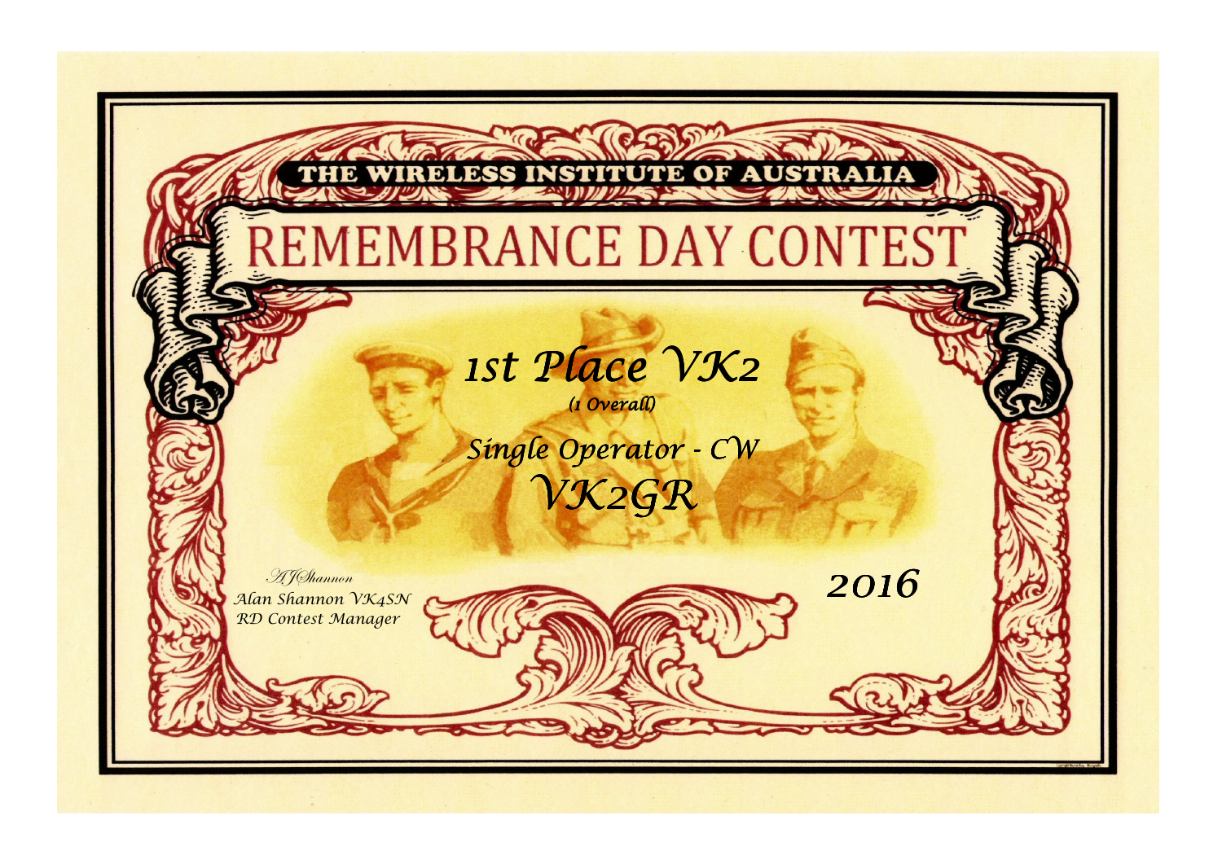THE WIRELESS INSTITUTE OF AUSTRALIA

# REMEMBRANCE DAY CONTEST

## *1st Place VK2*

*(1 Overall)*

*Single Operator - CW*

## *VK2GR*

*AJShannon*
*Alan Shannon VK4SN*
*RD Contest Manager*

*2016*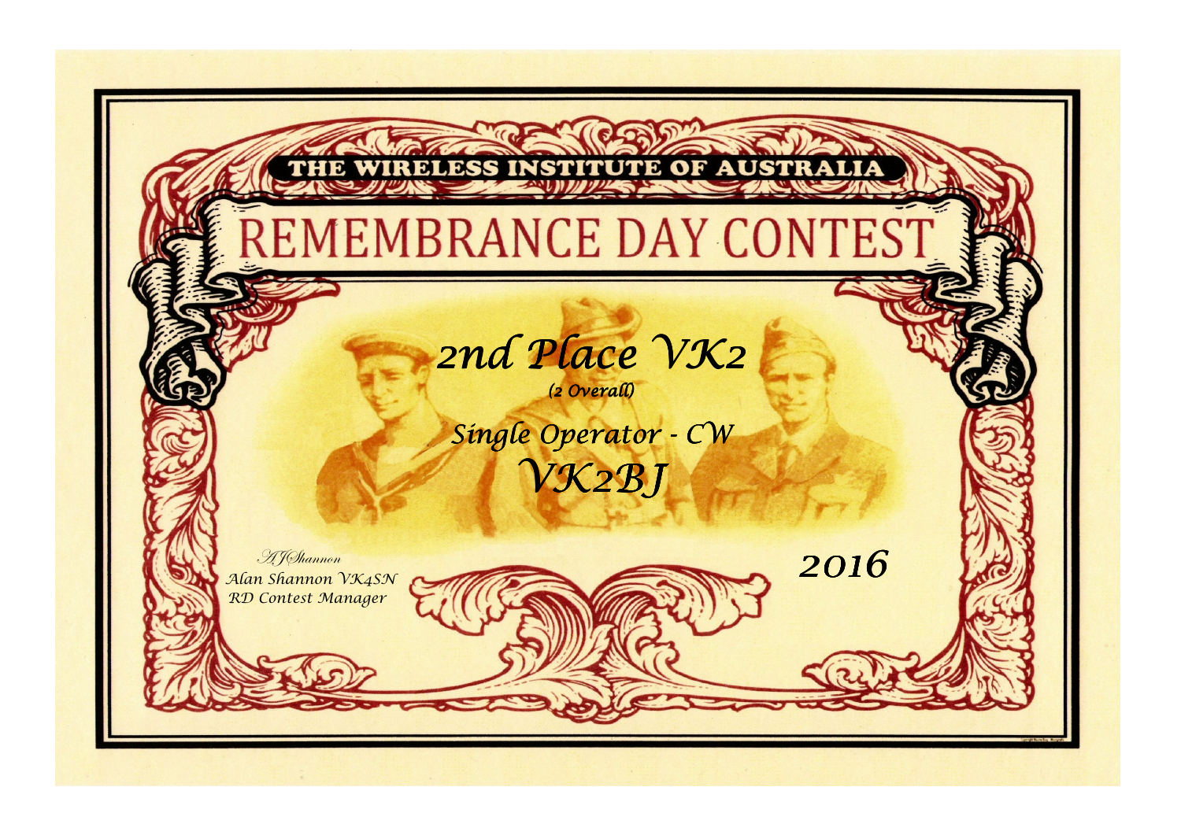THE WIRELESS INSTITUTE OF AUSTRALIA

# REMEMBRANCE DAY CONTEST

## 2nd Place VK2

*(2 Overall)*

*Single Operator - CW*

## VK2BJ

*AJShannon*

*Alan Shannon VK4SN*

*RD Contest Manager*

*2016*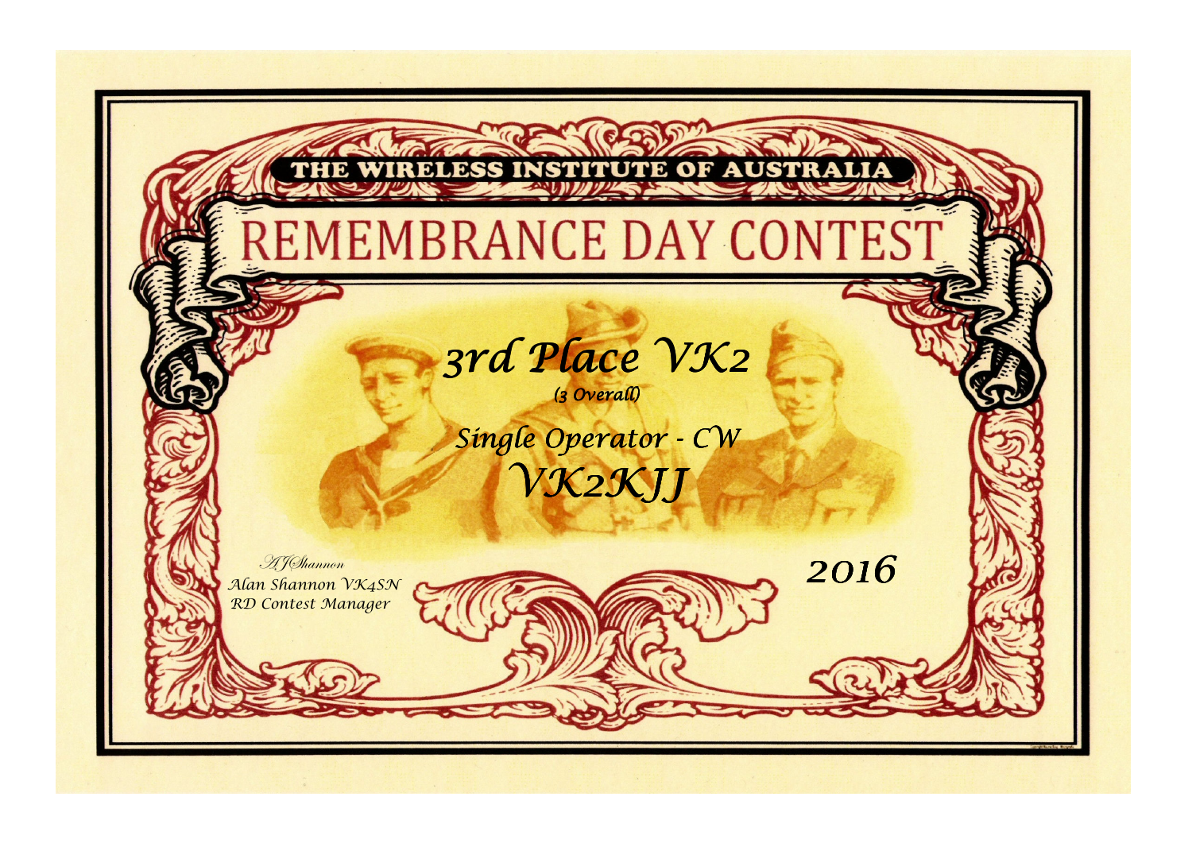THE WIRELESS INSTITUTE OF AUSTRALIA

# REMEMBRANCE DAY CONTEST

## *3rd Place VK2*

*(3 Overall)*

## *Single Operator - CW*

## *VK2KJJ*

*AJShannon*
*Alan Shannon VK4SN*
*RD Contest Manager*

*2016*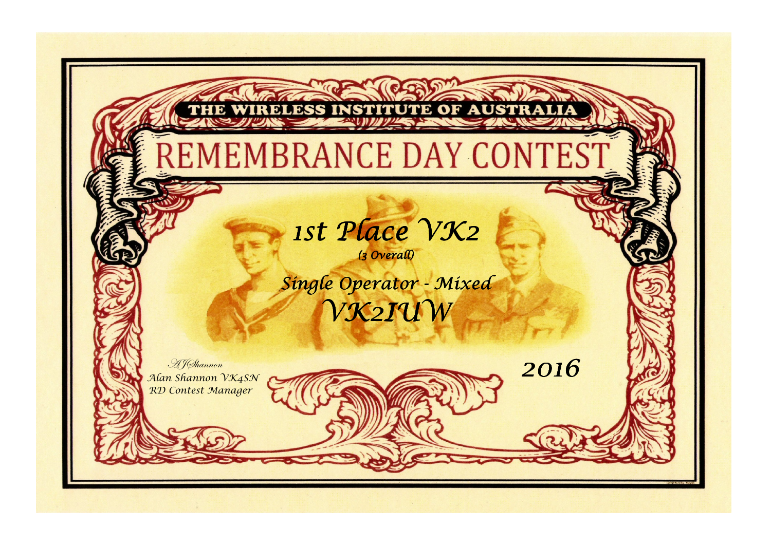THE WIRELESS INSTITUTE OF AUSTRALIA

# REMEMBRANCE DAY CONTEST

## *1st Place VK2*

*(3 Overall)*

### *Single Operator - Mixed*

## *VK2IUW*

*AJShannon*
*Alan Shannon VK4SN*
*RD Contest Manager*

*2016*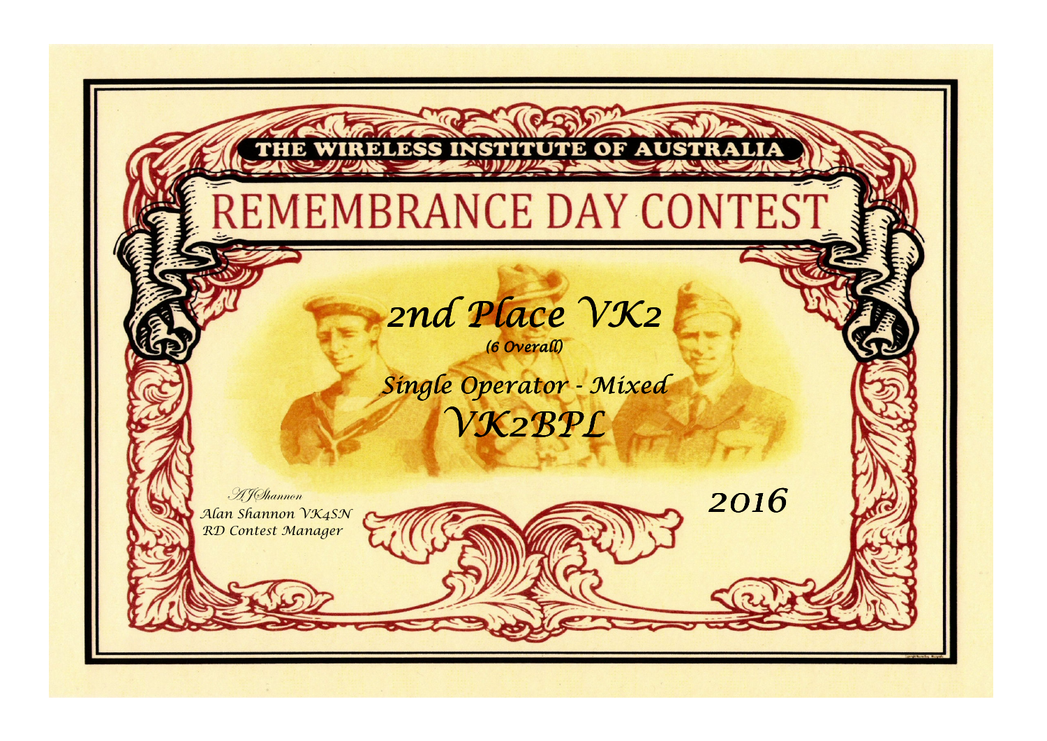THE WIRELESS INSTITUTE OF AUSTRALIA

# REMEMBRANCE DAY CONTEST

## *2nd Place VK2*

*(6 Overall)*

*Single Operator - Mixed*

## *VK2BPL*

*2016*

*AJShannon*
*Alan Shannon VK4SN*
*RD Contest Manager*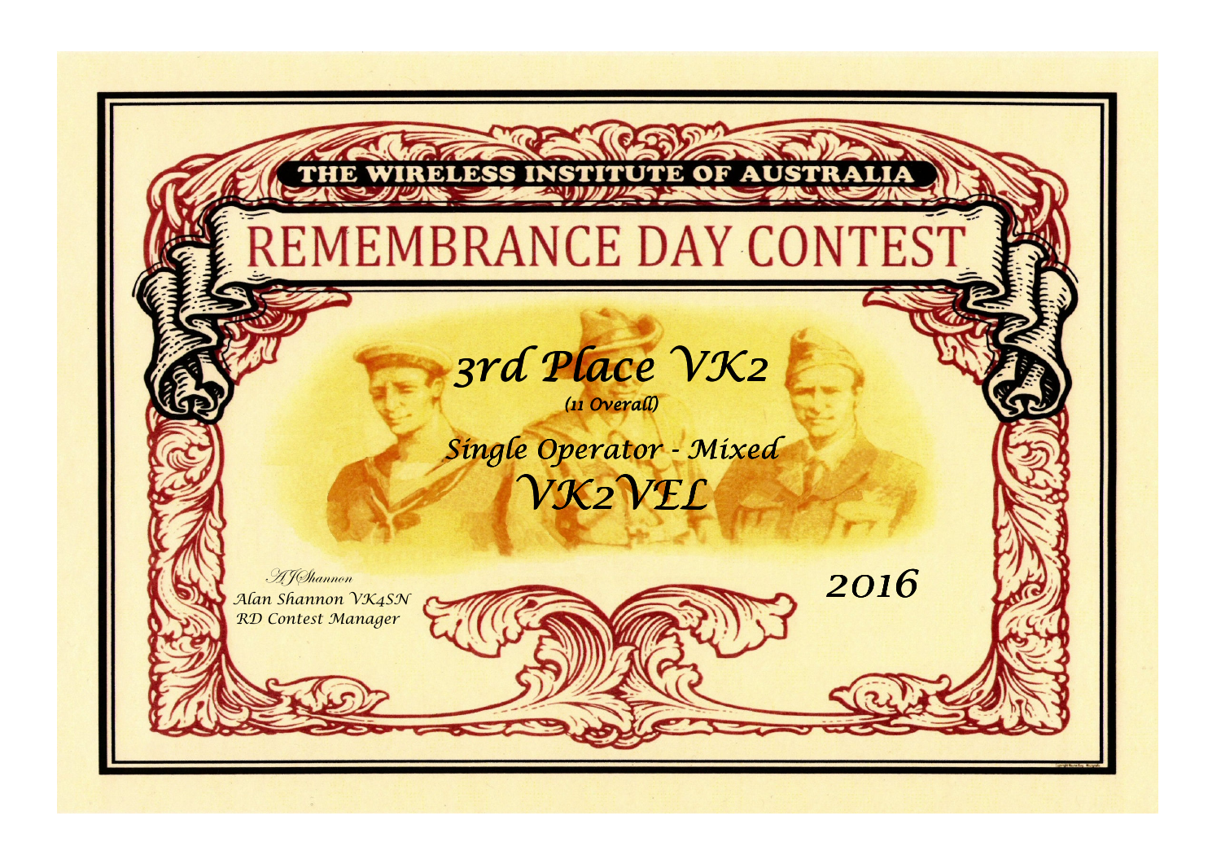THE WIRELESS INSTITUTE OF AUSTRALIA

# REMEMBRANCE DAY CONTEST

## *3rd Place VK2*

*(11 Overall)*

## *Single Operator - Mixed*

## *VK2VEL*

*AJShannon*
*Alan Shannon VK4SN*
*RD Contest Manager*

*2016*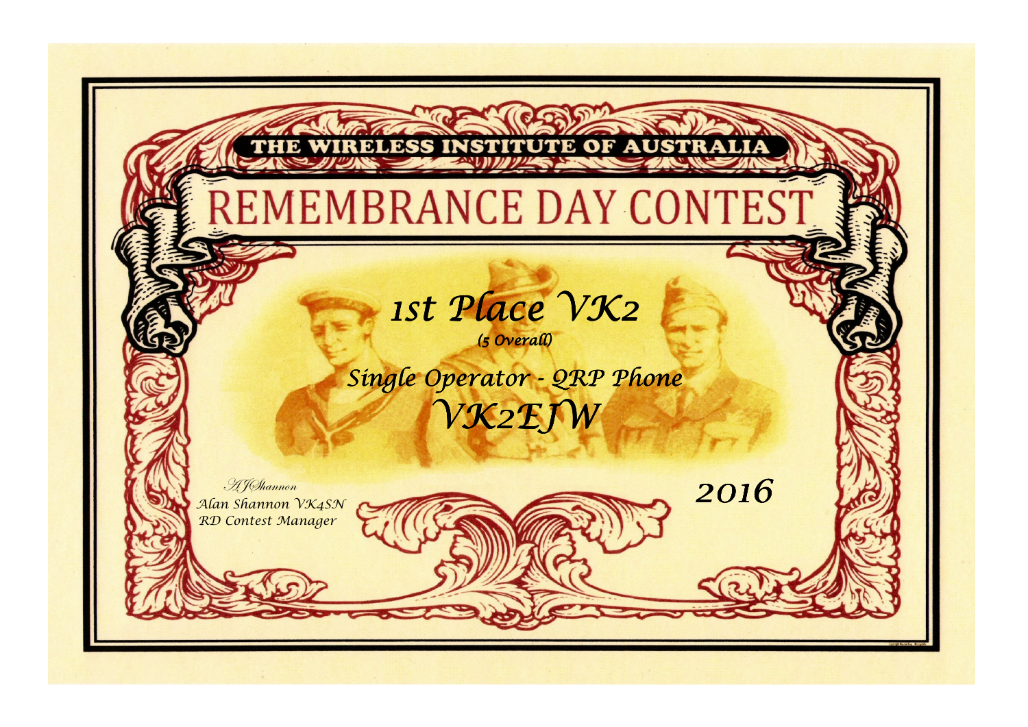THE WIRELESS INSTITUTE OF AUSTRALIA

# REMEMBRANCE DAY CONTEST

## *1st Place VK2*

*(5 Overall)*

*Single Operator - QRP Phone*

## *VK2EJW*

*AJShannon*
*Alan Shannon VK4SN*
*RD Contest Manager*

*2016*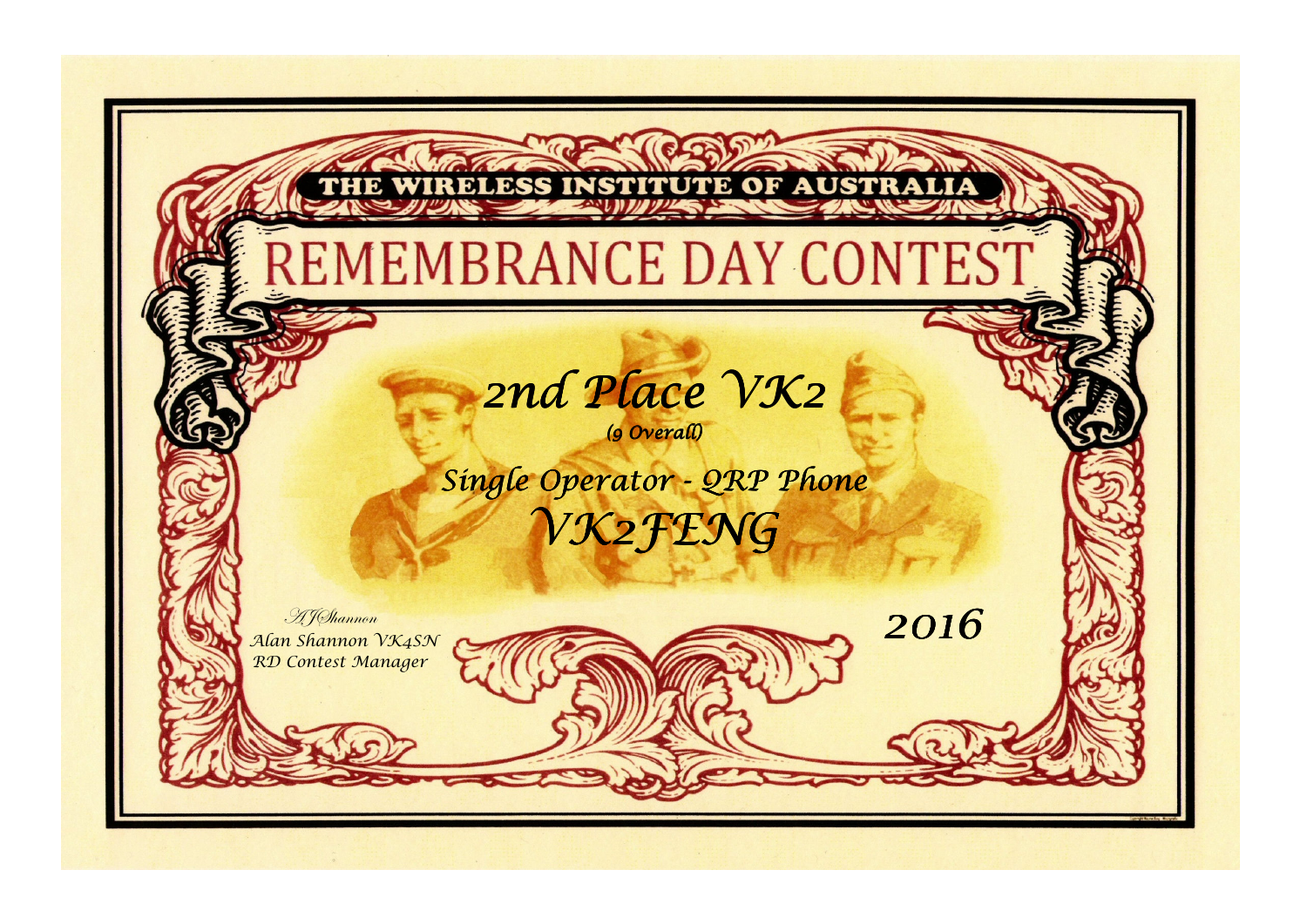THE WIRELESS INSTITUTE OF AUSTRALIA

# REMEMBRANCE DAY CONTEST

## *2nd Place VK2*

*(9 Overall)*

*Single Operator - QRP Phone*

## *VK2FENG*

*AJShannon*
*Alan Shannon VK4SN*
*RD Contest Manager*

*2016*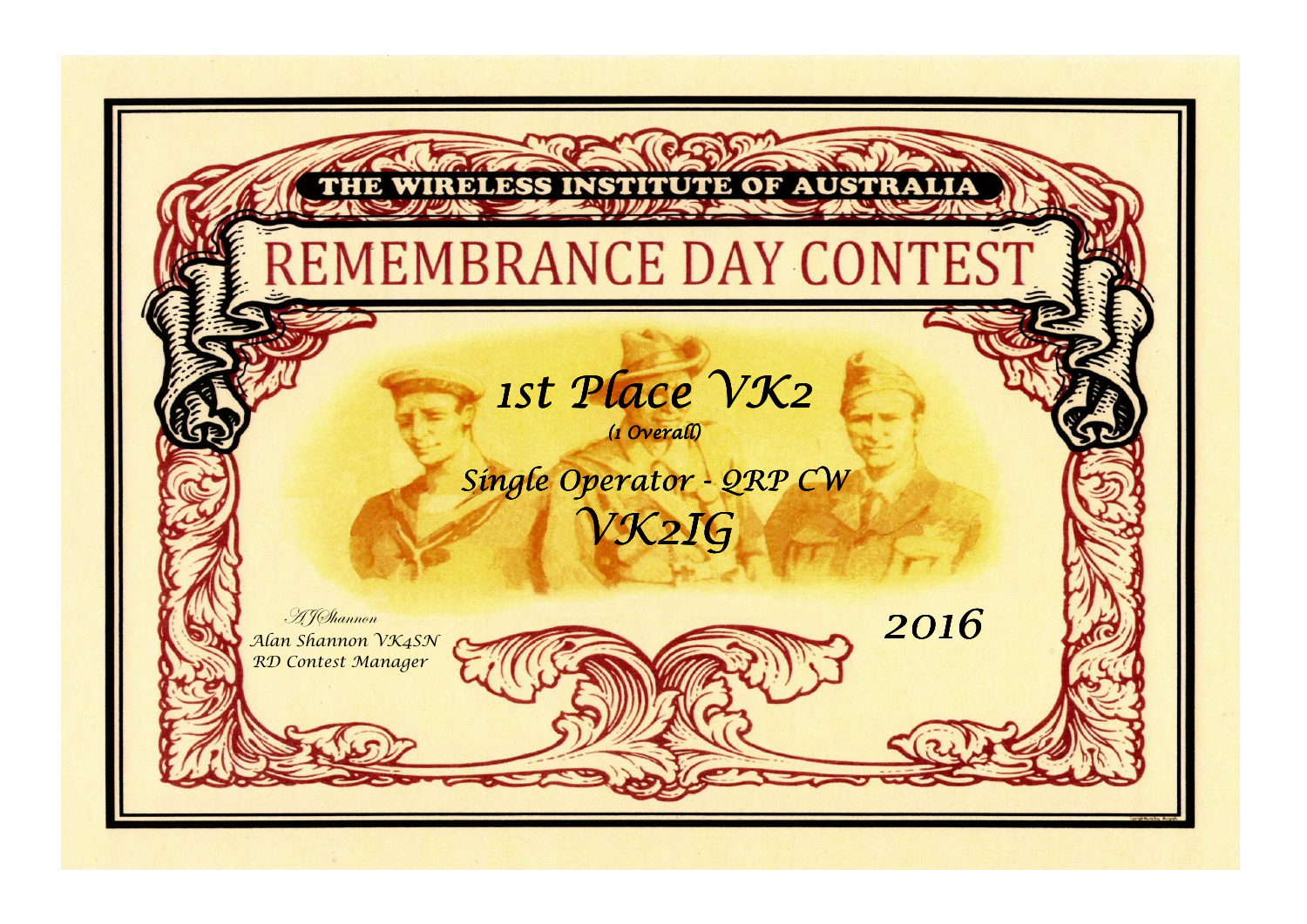THE WIRELESS INSTITUTE OF AUSTRALIA

# REMEMBRANCE DAY CONTEST

## *1st Place VK2*

*(1 Overall)*

*Single Operator - QRP CW*

## *VK2IG*

*AJShannon*
*Alan Shannon VK4SN*
*RD Contest Manager*

*2016*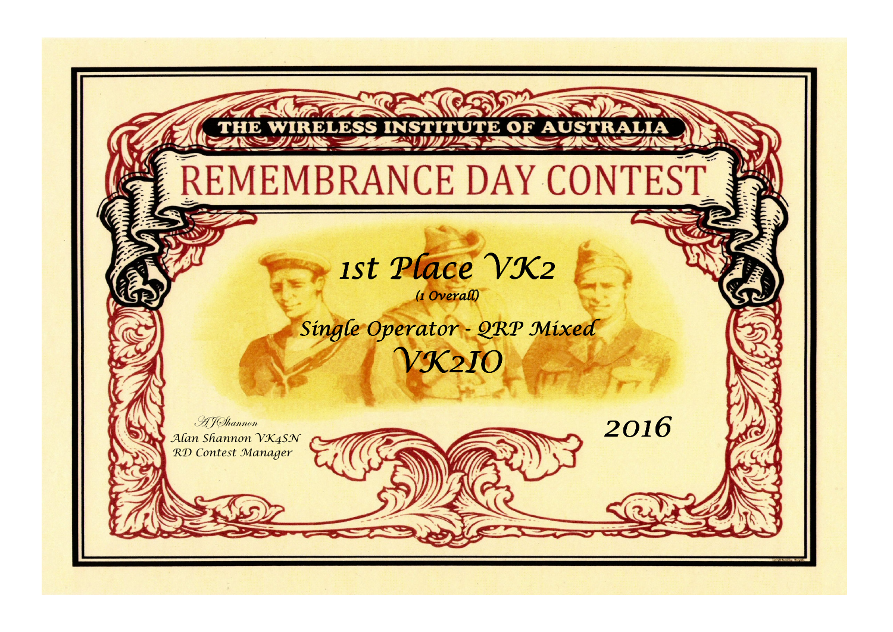THE WIRELESS INSTITUTE OF AUSTRALIA

# REMEMBRANCE DAY CONTEST

## *1st Place VK2*

*(1 Overall)*

## *Single Operator - QRP Mixed*

## *VK2IO*

*A J Shannon*
*Alan Shannon VK4SN*
*RD Contest Manager*

*2016*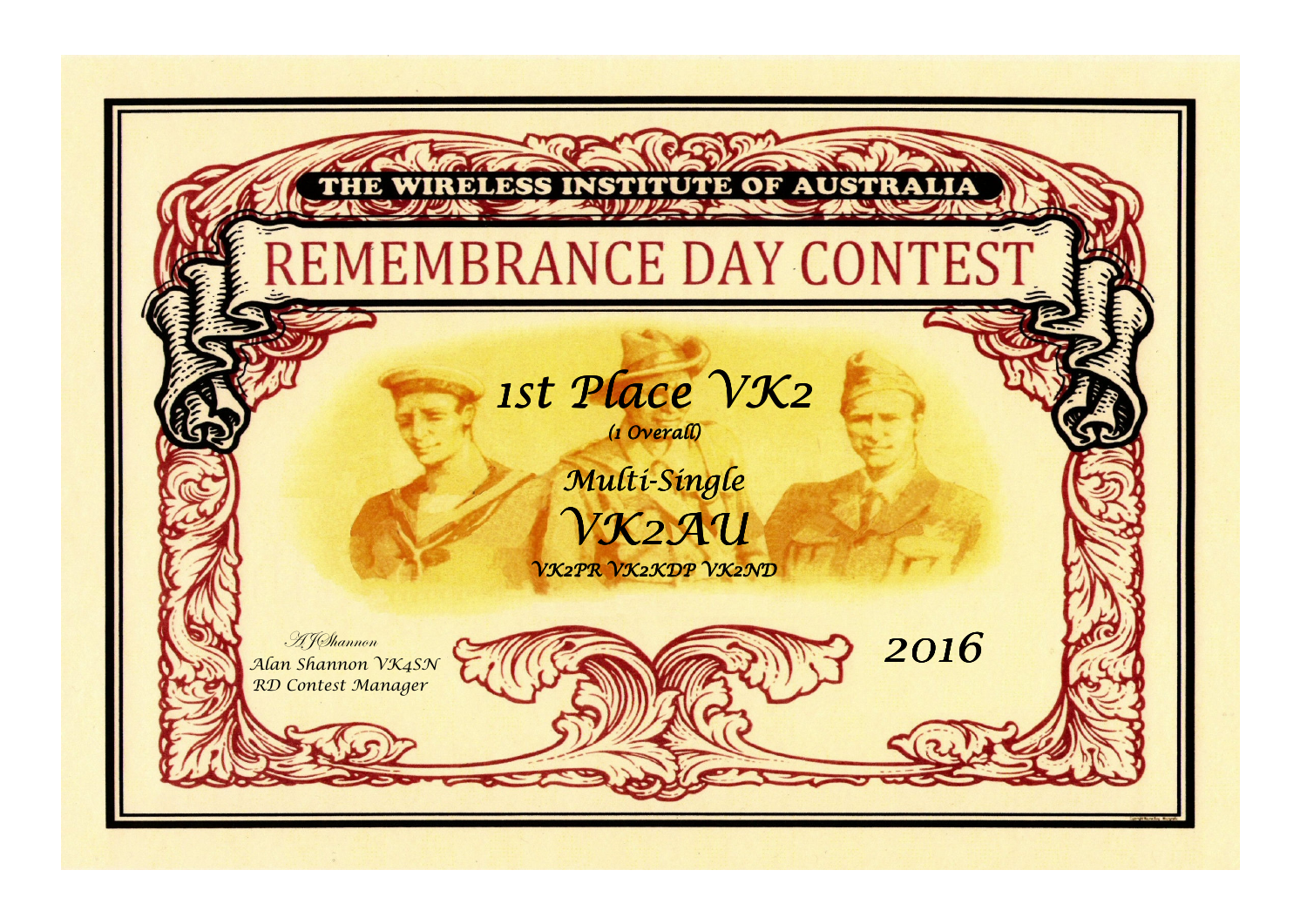THE WIRELESS INSTITUTE OF AUSTRALIA

# REMEMBRANCE DAY CONTEST

## *1st Place VK2*

*(1 Overall)*

*Multi-Single*

## *VK2AU*

*VK2PR VK2KDP VK2ND*

*A J Shannon*
*Alan Shannon VK4SN*
*RD Contest Manager*

*2016*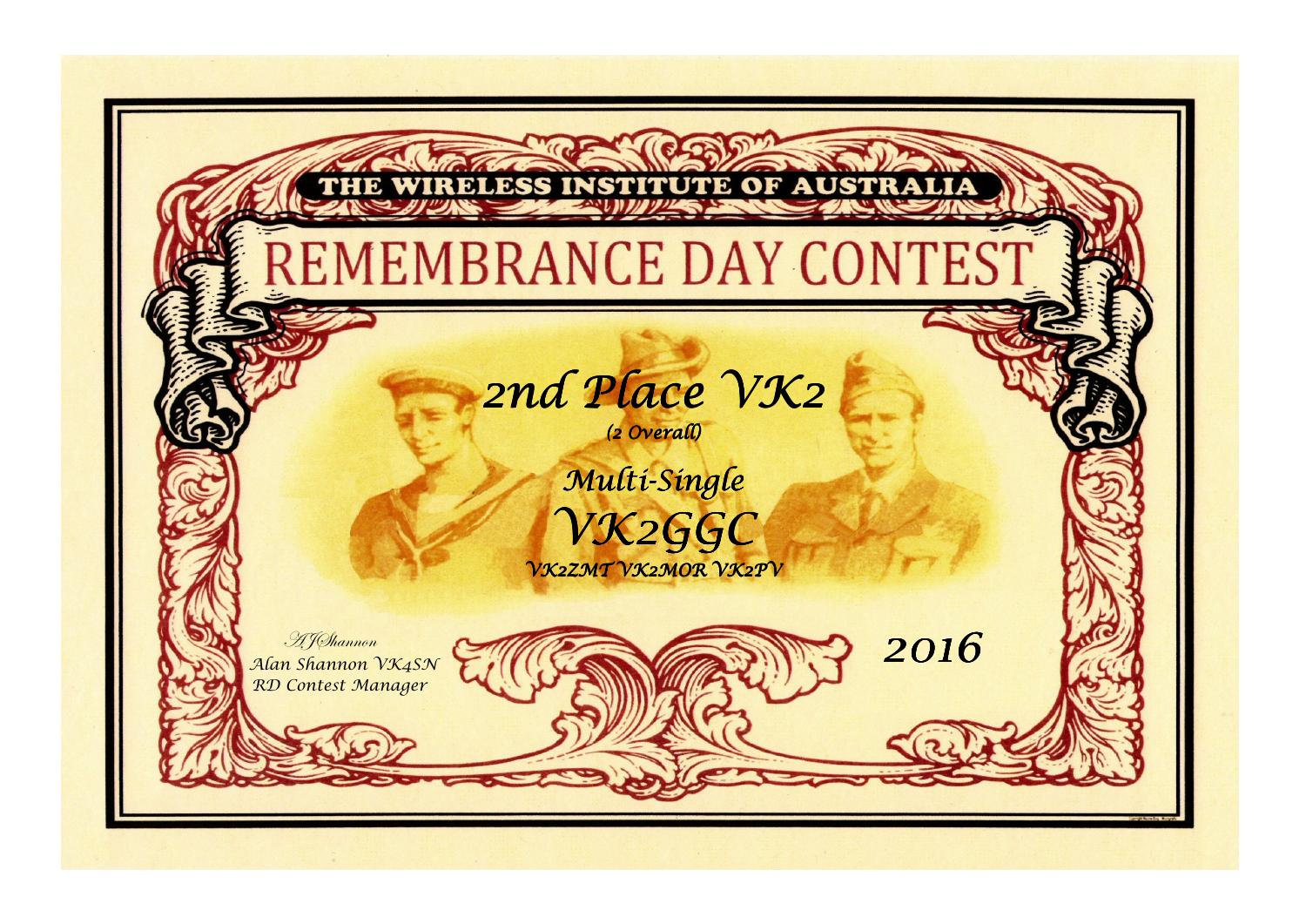THE WIRELESS INSTITUTE OF AUSTRALIA

# REMEMBRANCE DAY CONTEST

## 2nd Place VK2

(2 Overall)

Multi-Single

## VK2GGC

VK2ZMT VK2MOR VK2PV

AJ Shannon

Alan Shannon VK4SN

RD Contest Manager

2016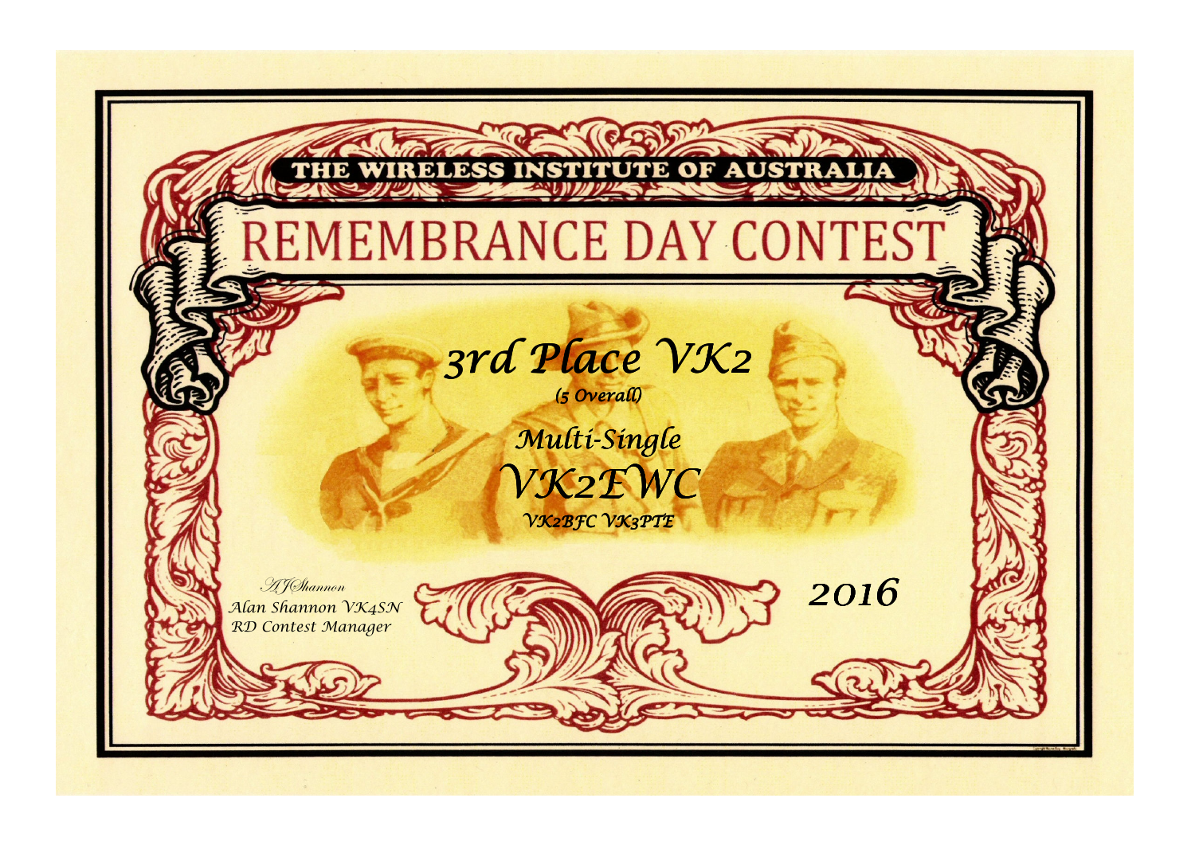THE WIRELESS INSTITUTE OF AUSTRALIA

# REMEMBRANCE DAY CONTEST

## *3rd Place VK2*

*(5 Overall)*

*Multi-Single*

## *VK2EWC*

*VK2BFC VK3PTE*

*AJ Shannon*
*Alan Shannon VK4SN*
*RD Contest Manager*

*2016*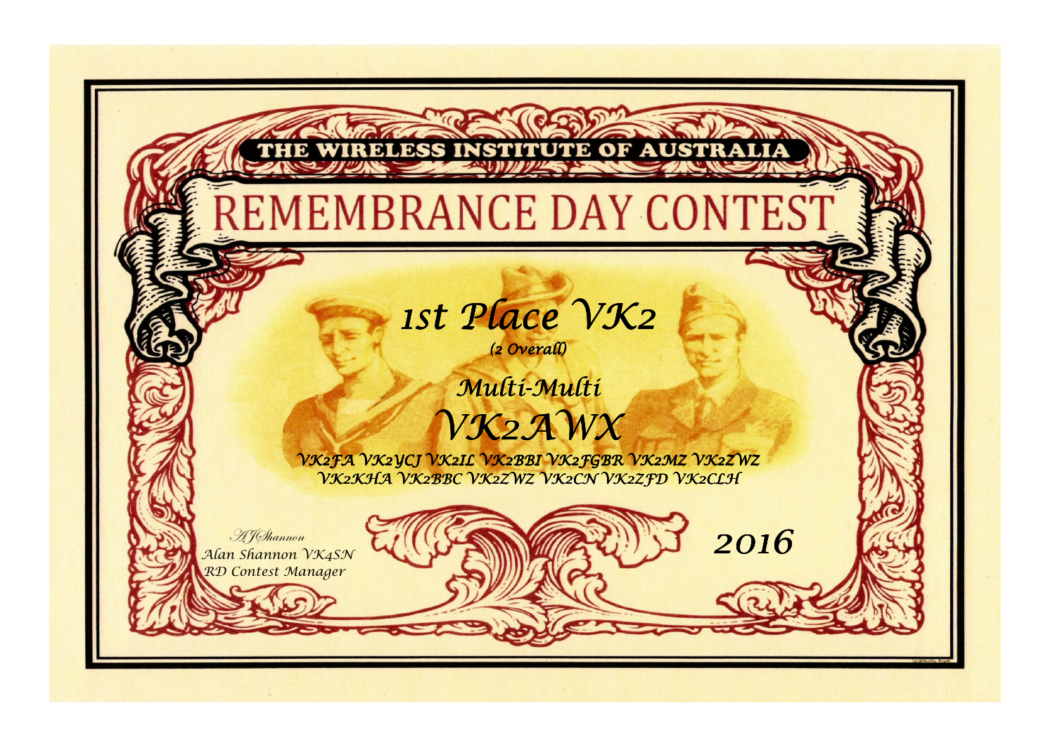THE WIRELESS INSTITUTE OF AUSTRALIA

# REMEMBRANCE DAY CONTEST

## 1st Place VK2

*(2 Overall)*

### Multi-Multi

## VK2AWX

VK2FA VK2YCJ VK2IL VK2BBI VK2FGBR VK2MZ VK2ZWZ
VK2KHA VK2BBC VK2ZWZ VK2CN VK2ZFD VK2CLH

*AJShannon*
Alan Shannon VK4SN
RD Contest Manager

2016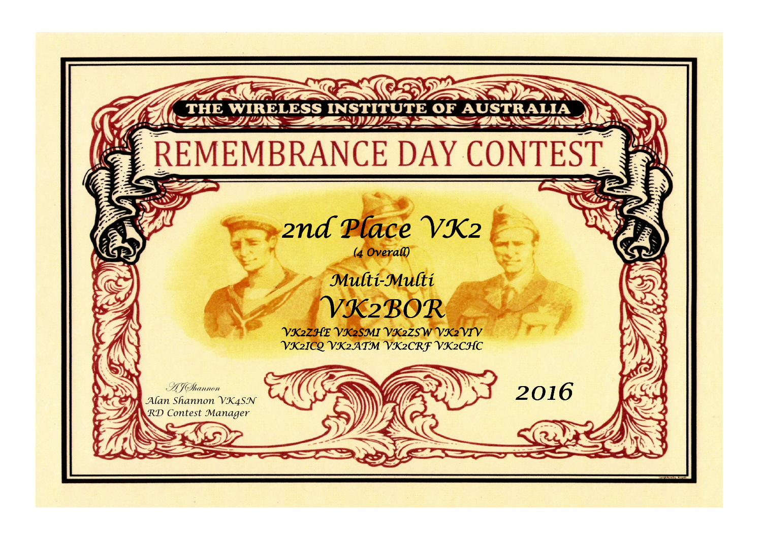THE WIRELESS INSTITUTE OF AUSTRALIA

# REMEMBRANCE DAY CONTEST

## 2nd Place VK2

*(4 Overall)*

### Multi-Multi

## VK2BOR

VK2ZHE VK2SMI VK2ZSW VK2VIV
VK2ICQ VK2ATM VK2CRF VK2CHC

AJShannon
Alan Shannon VK4SN
RD Contest Manager

2016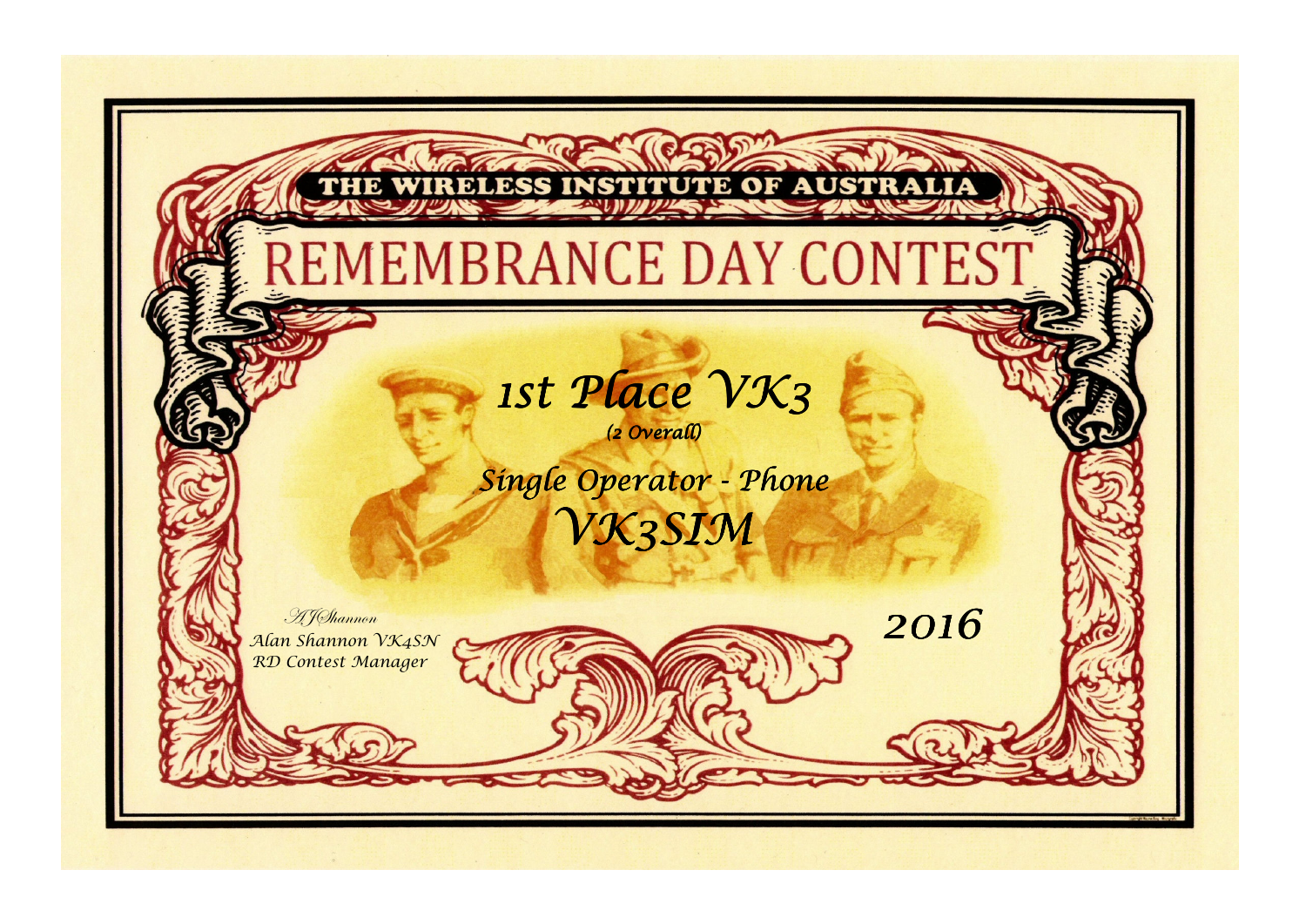THE WIRELESS INSTITUTE OF AUSTRALIA

# REMEMBRANCE DAY CONTEST

## *1st Place VK3*

*(2 Overall)*

## *Single Operator - Phone*

## *VK3SIM*

*2016*

*AJShannon*
*Alan Shannon VK4SN*
*RD Contest Manager*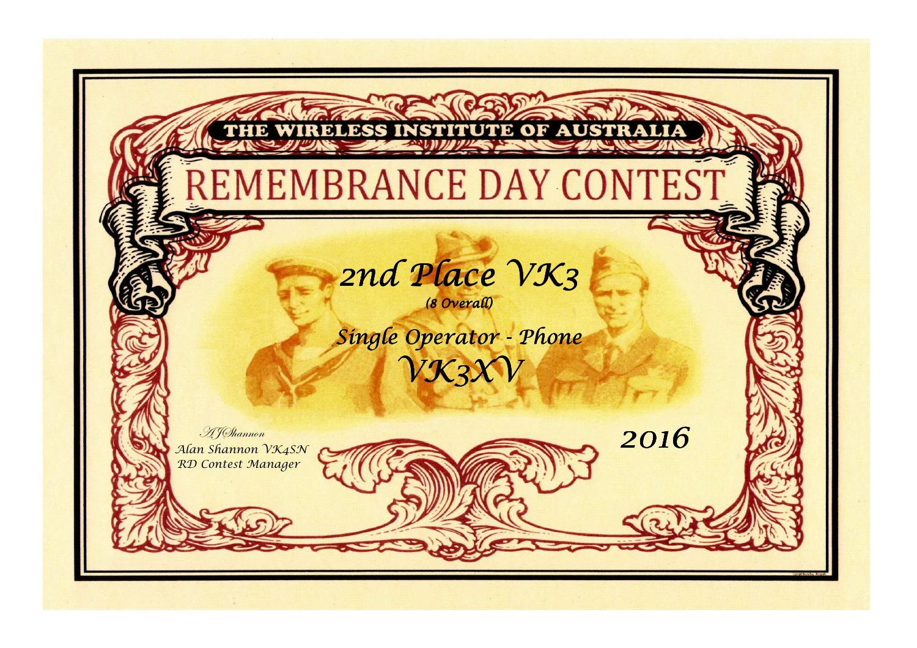THE WIRELESS INSTITUTE OF AUSTRALIA

# REMEMBRANCE DAY CONTEST

## *2nd Place VK3*

*(8 Overall)*

### *Single Operator - Phone*

## *VK3XV*

*2016*

*AJShannon*
*Alan Shannon VK4SN*
*RD Contest Manager*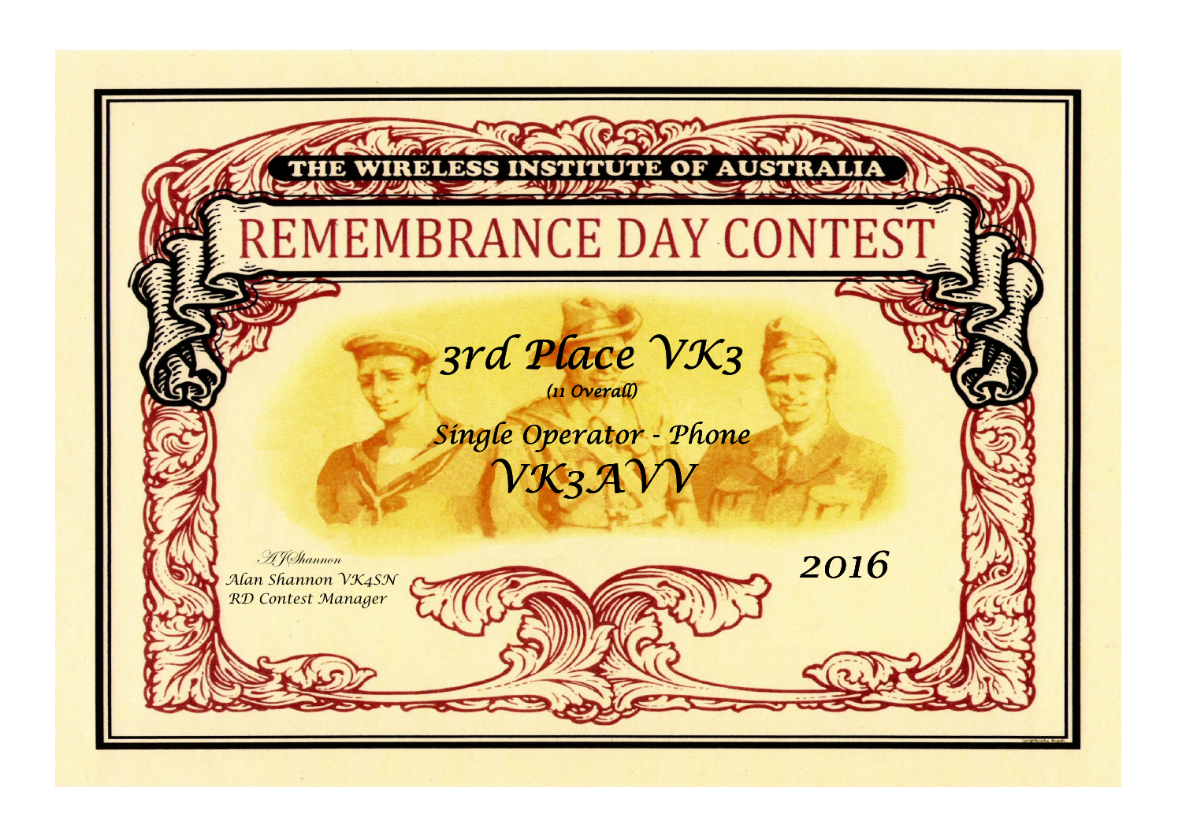THE WIRELESS INSTITUTE OF AUSTRALIA

# REMEMBRANCE DAY CONTEST

## *3rd Place VK3*

*(11 Overall)*

## *Single Operator - Phone*

## *VK3AVV*

*AJShannon*
*Alan Shannon VK4SN*
*RD Contest Manager*

*2016*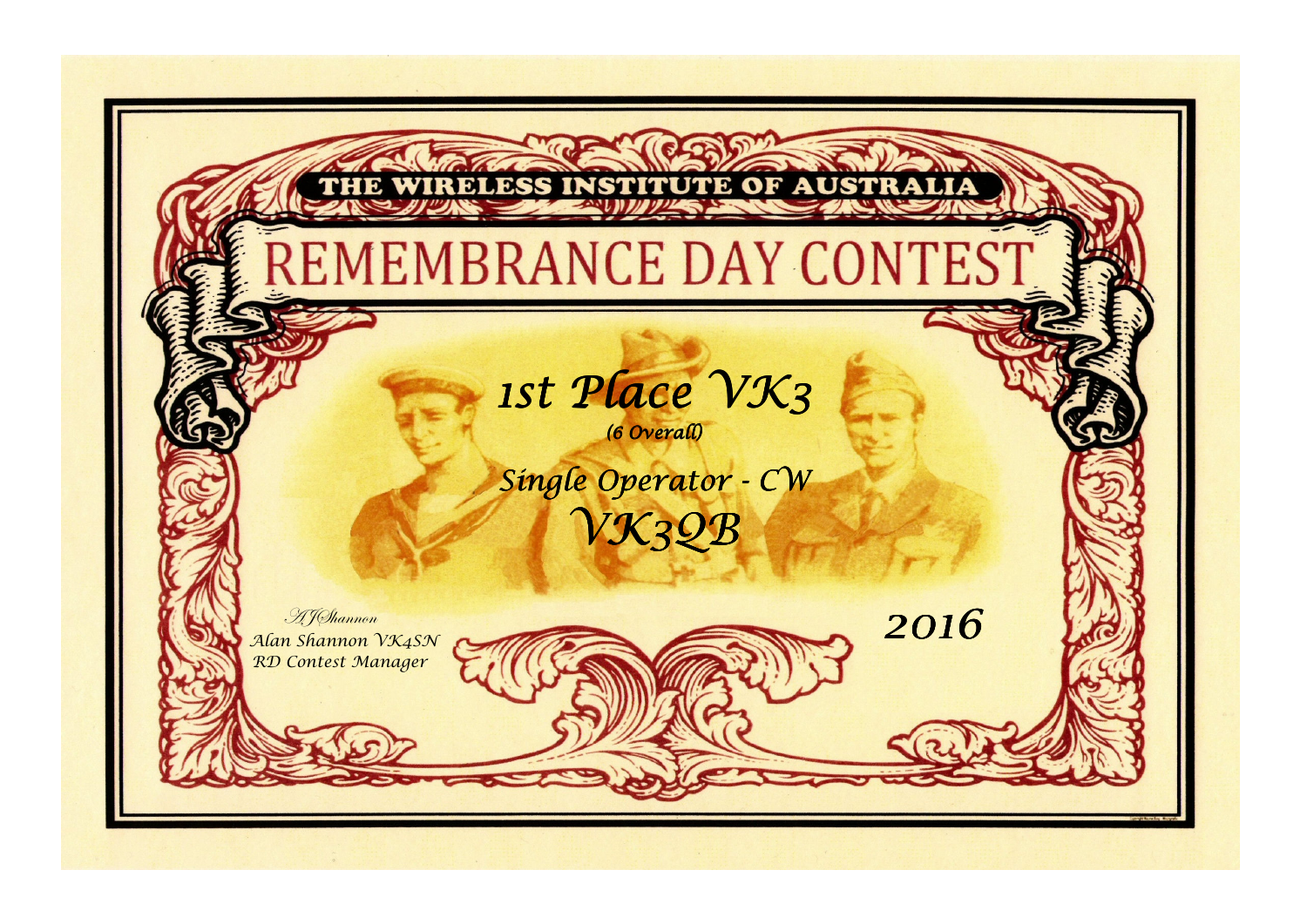THE WIRELESS INSTITUTE OF AUSTRALIA

# REMEMBRANCE DAY CONTEST

## *1st Place VK3*

*(6 Overall)*

*Single Operator - CW*

## *VK3QB*

*AJShannon*

*Alan Shannon VK4SN*

*RD Contest Manager*

*2016*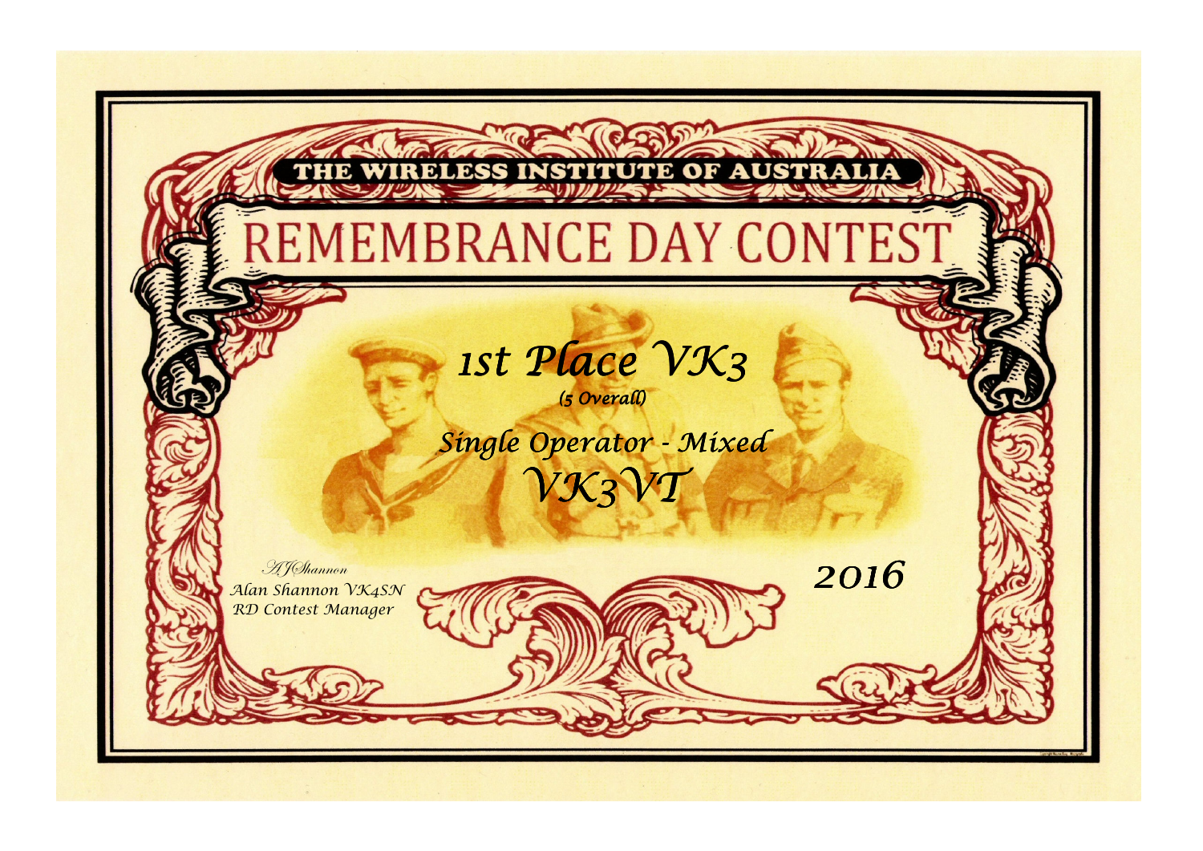THE WIRELESS INSTITUTE OF AUSTRALIA

# REMEMBRANCE DAY CONTEST

*1st Place VK3*

*(5 Overall)*

*Single Operator - Mixed*

*VK3VT*

*AJShannon*
*Alan Shannon VK4SN*
*RD Contest Manager*

*2016*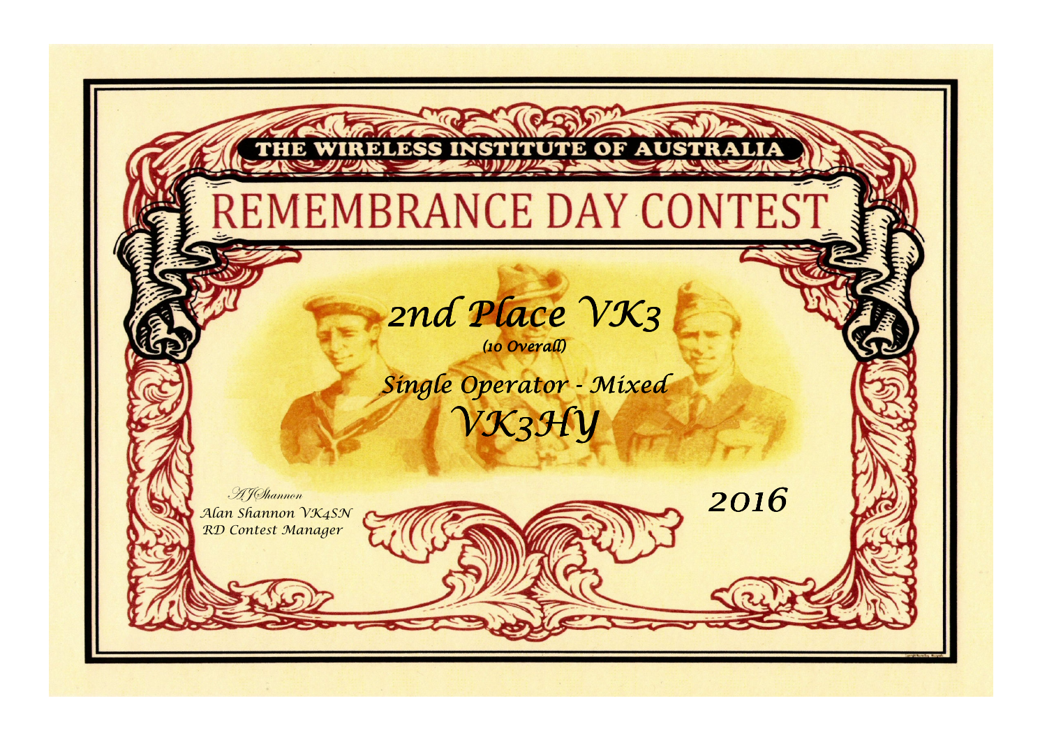THE WIRELESS INSTITUTE OF AUSTRALIA

# REMEMBRANCE DAY CONTEST

## *2nd Place VK3*

*(10 Overall)*

## *Single Operator - Mixed*

## *VK3HY*

*AJShannon*
*Alan Shannon VK4SN*
*RD Contest Manager*

*2016*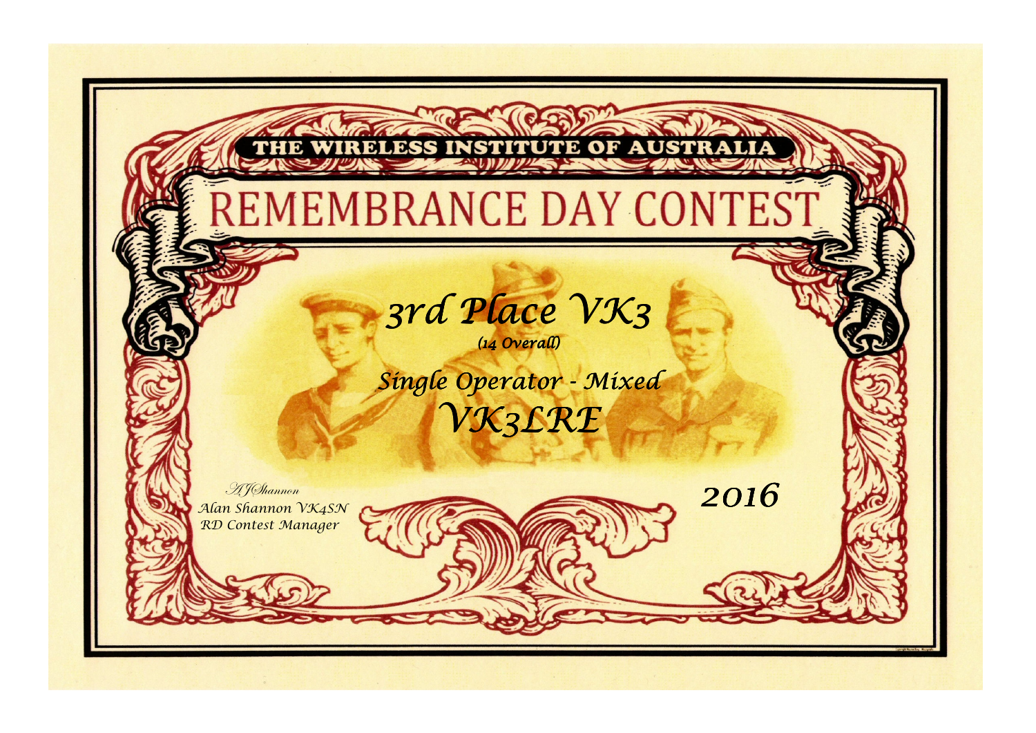THE WIRELESS INSTITUTE OF AUSTRALIA

# REMEMBRANCE DAY CONTEST

## *3rd Place VK3*

*(14 Overall)*

## *Single Operator - Mixed*

## *VK3LRE*

*AJShannon*
*Alan Shannon VK4SN*
*RD Contest Manager*

*2016*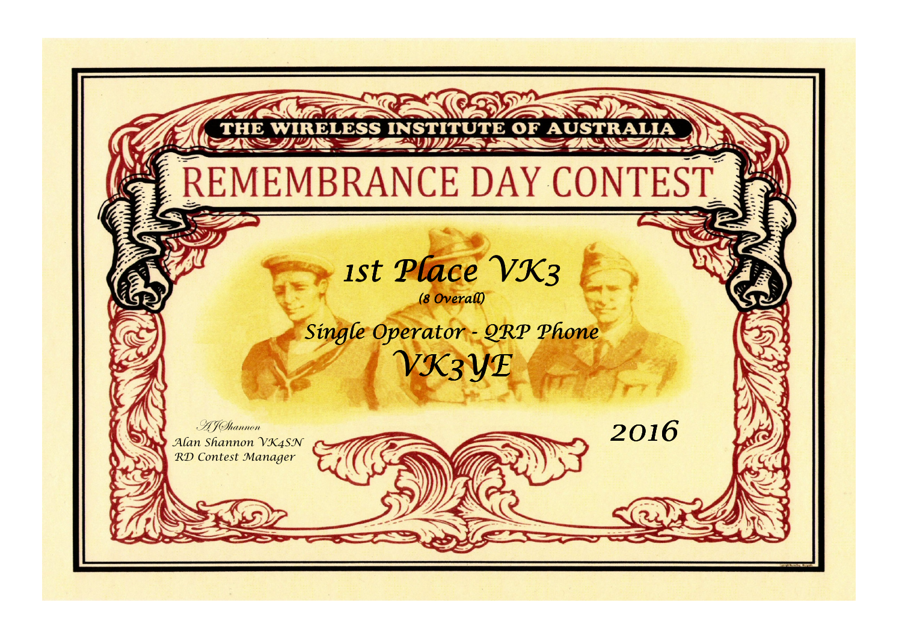THE WIRELESS INSTITUTE OF AUSTRALIA

# REMEMBRANCE DAY CONTEST

## *1st Place VK3*

*(8 Overall)*

*Single Operator - QRP Phone*

## *VK3YE*

*AJShannon*
*Alan Shannon VK4SN*
*RD Contest Manager*

*2016*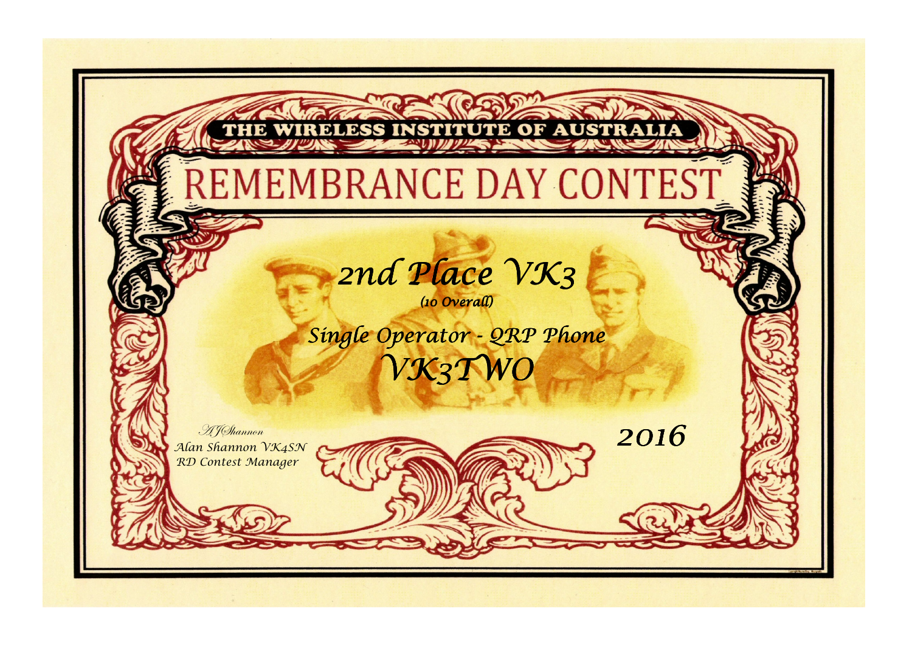THE WIRELESS INSTITUTE OF AUSTRALIA

# REMEMBRANCE DAY CONTEST

## 2nd Place VK3

(10 Overall)

### Single Operator - QRP Phone

### VK3TWO

A J Shannon
Alan Shannon VK4SN
RD Contest Manager

2016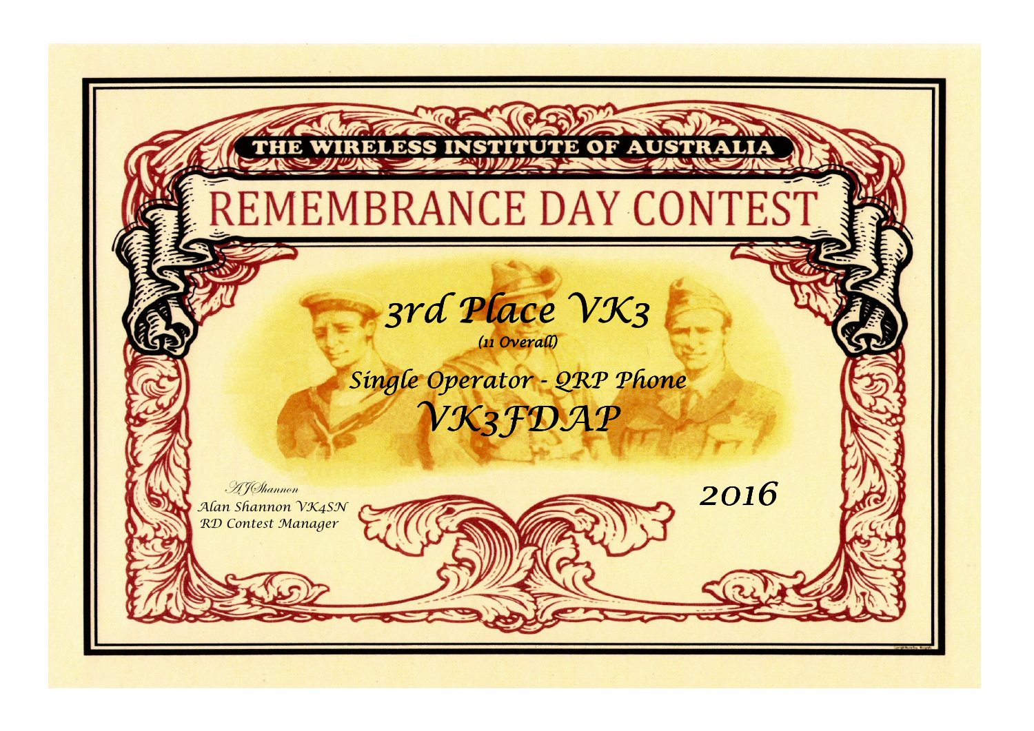THE WIRELESS INSTITUTE OF AUSTRALIA

# REMEMBRANCE DAY CONTEST

## *3rd Place VK3*

*(11 Overall)*

*Single Operator - QRP Phone*

## *VK3FDAP*

*AJShannon*
*Alan Shannon VK4SN*
*RD Contest Manager*

*2016*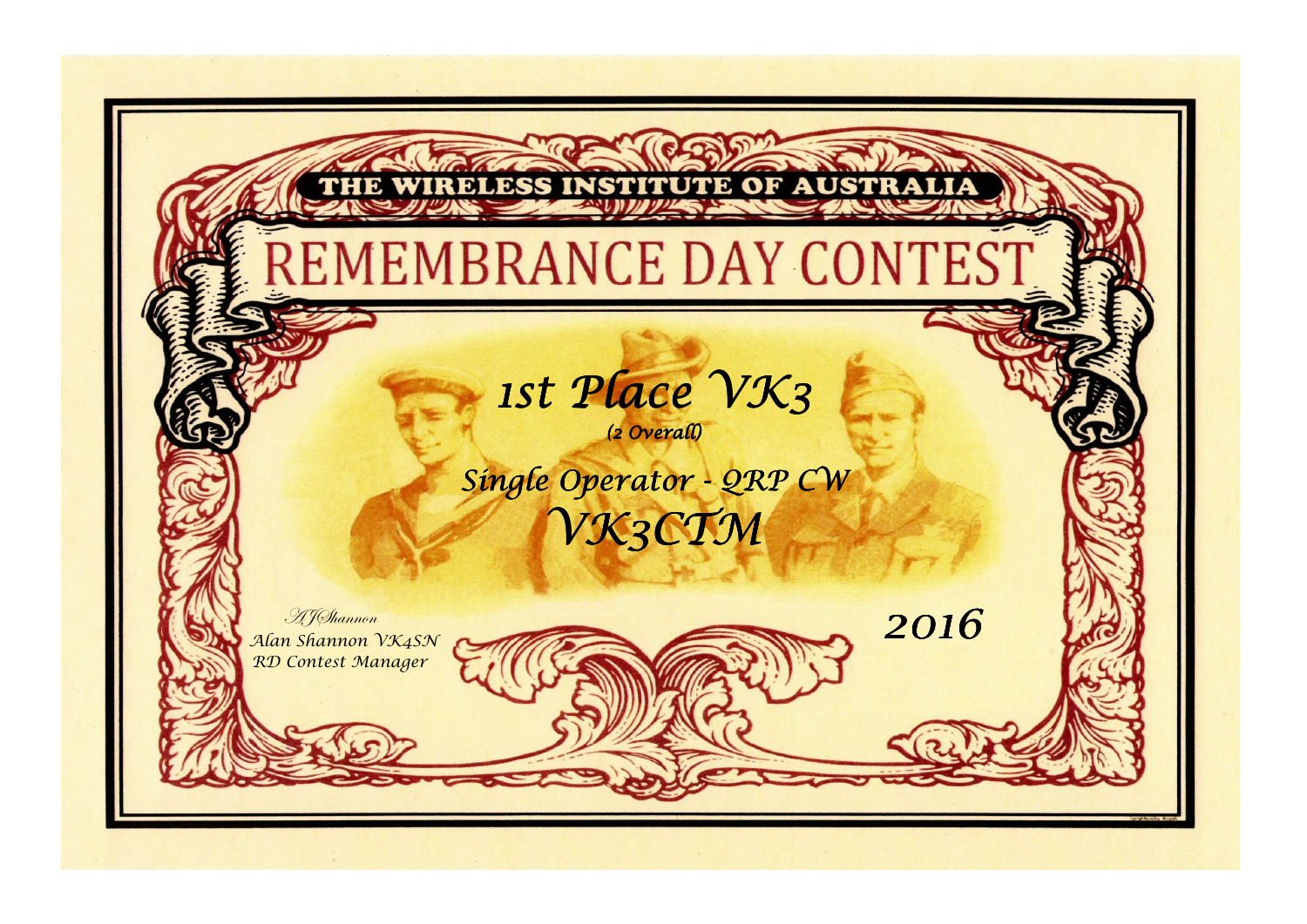THE WIRELESS INSTITUTE OF AUSTRALIA

# REMEMBRANCE DAY CONTEST

## 1st Place VK3

(2 Overall)

### Single Operator - QRP CW

## VK3CTM

AJShannon

Alan Shannon VK4SN

RD Contest Manager

2016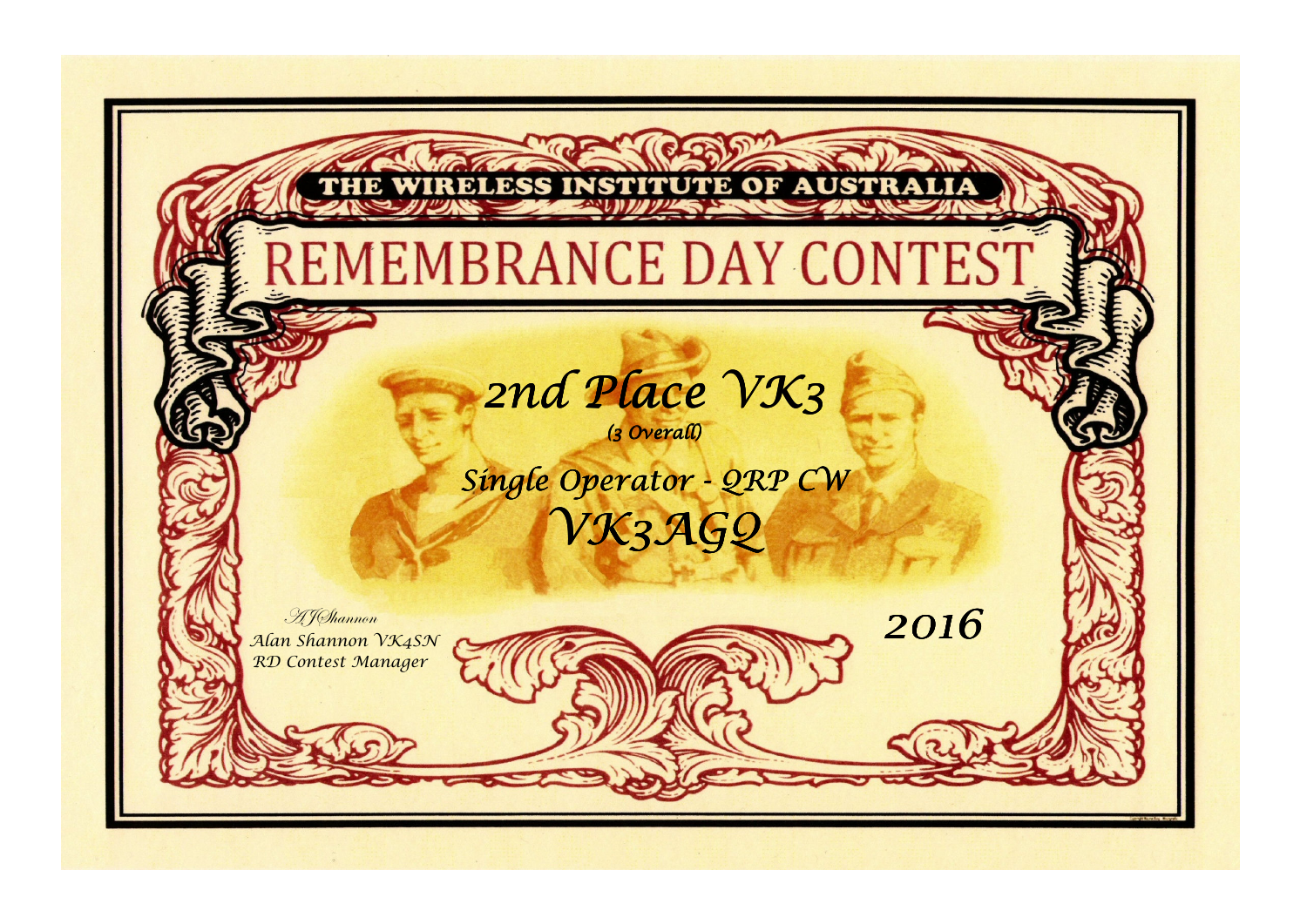THE WIRELESS INSTITUTE OF AUSTRALIA

# REMEMBRANCE DAY CONTEST

## *2nd Place VK3*

*(3 Overall)*

## *Single Operator - QRP CW*

## *VK3AGQ*

*2016*

*AJShannon*
*Alan Shannon VK4SN*
*RD Contest Manager*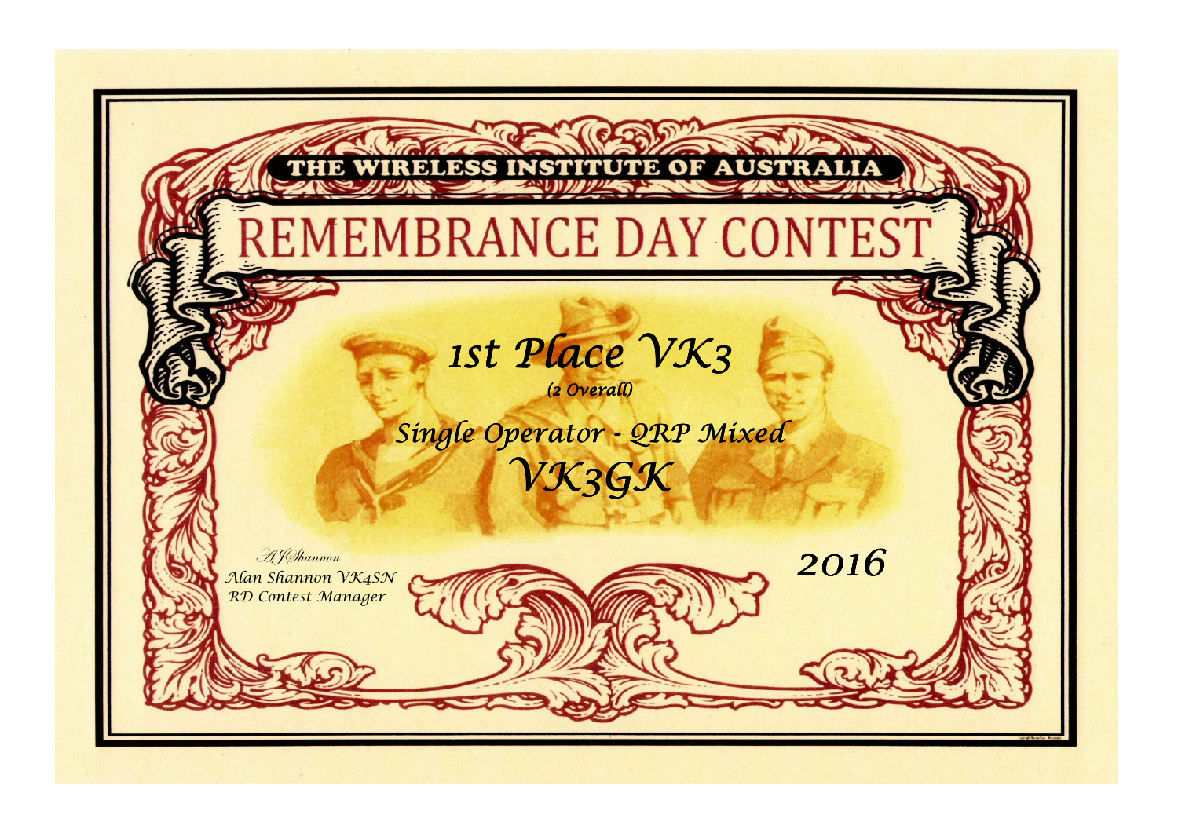THE WIRELESS INSTITUTE OF AUSTRALIA

# REMEMBRANCE DAY CONTEST

## *1st Place VK3*

*(2 Overall)*

*Single Operator - QRP Mixed*

## *VK3GK*

*AJShannon*
*Alan Shannon VK4SN*
*RD Contest Manager*

*2016*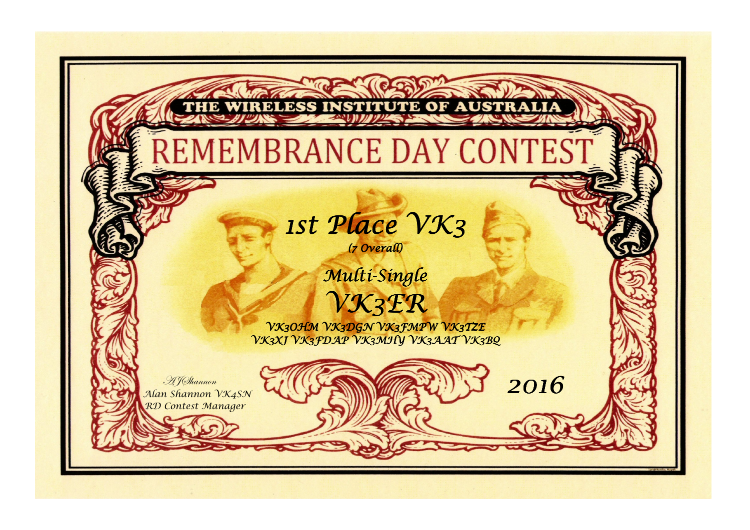THE WIRELESS INSTITUTE OF AUSTRALIA

# REMEMBRANCE DAY CONTEST

## *1st Place VK3*

*(7 Overall)*

### *Multi-Single*

## *VK3ER*

*VK3OHM VK3DGN VK3FMPW VK3TZE*
*VK3XJ VK3FDAP VK3MHY VK3AAT VK3BQ*

*AJShannon*
*Alan Shannon VK4SN*
*RD Contest Manager*

*2016*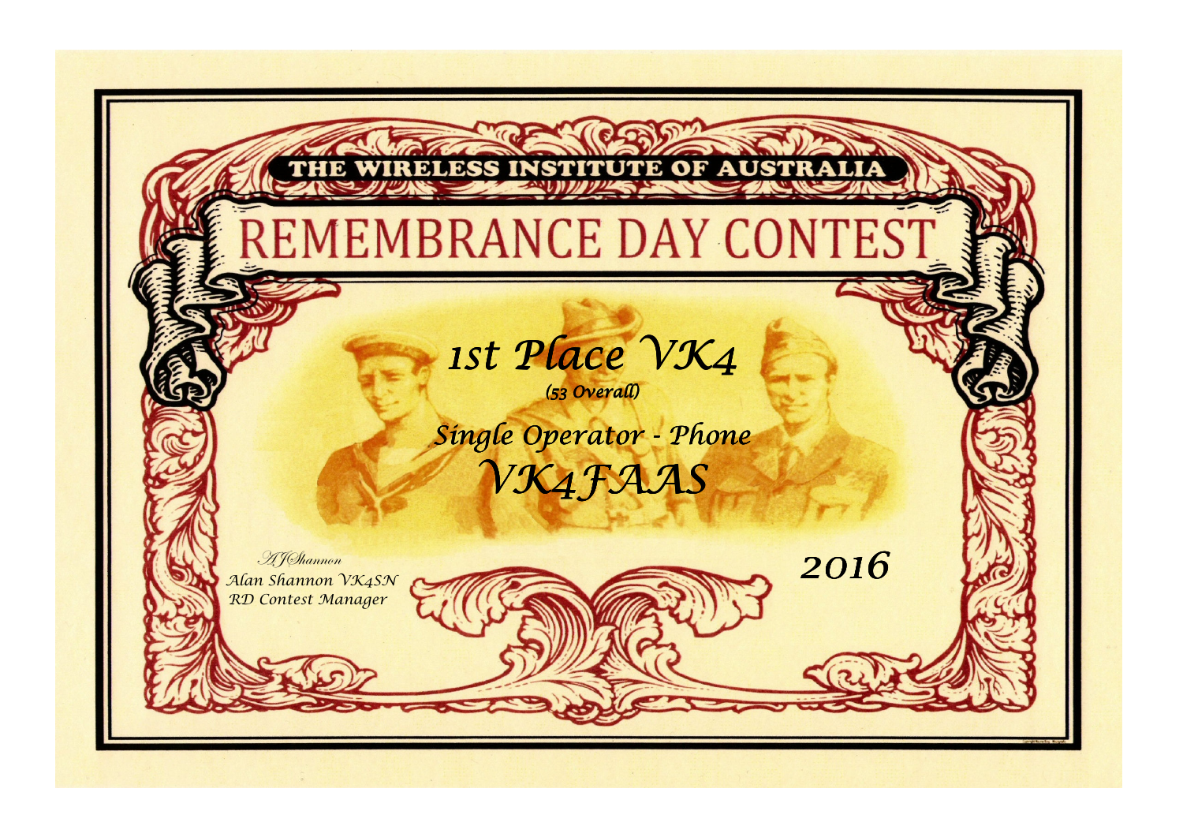THE WIRELESS INSTITUTE OF AUSTRALIA

# REMEMBRANCE DAY CONTEST

## *1st Place VK4*

*(53 Overall)*

*Single Operator - Phone*

## *VK4FAAS*

*AJShannon*

*Alan Shannon VK4SN*

*RD Contest Manager*

*2016*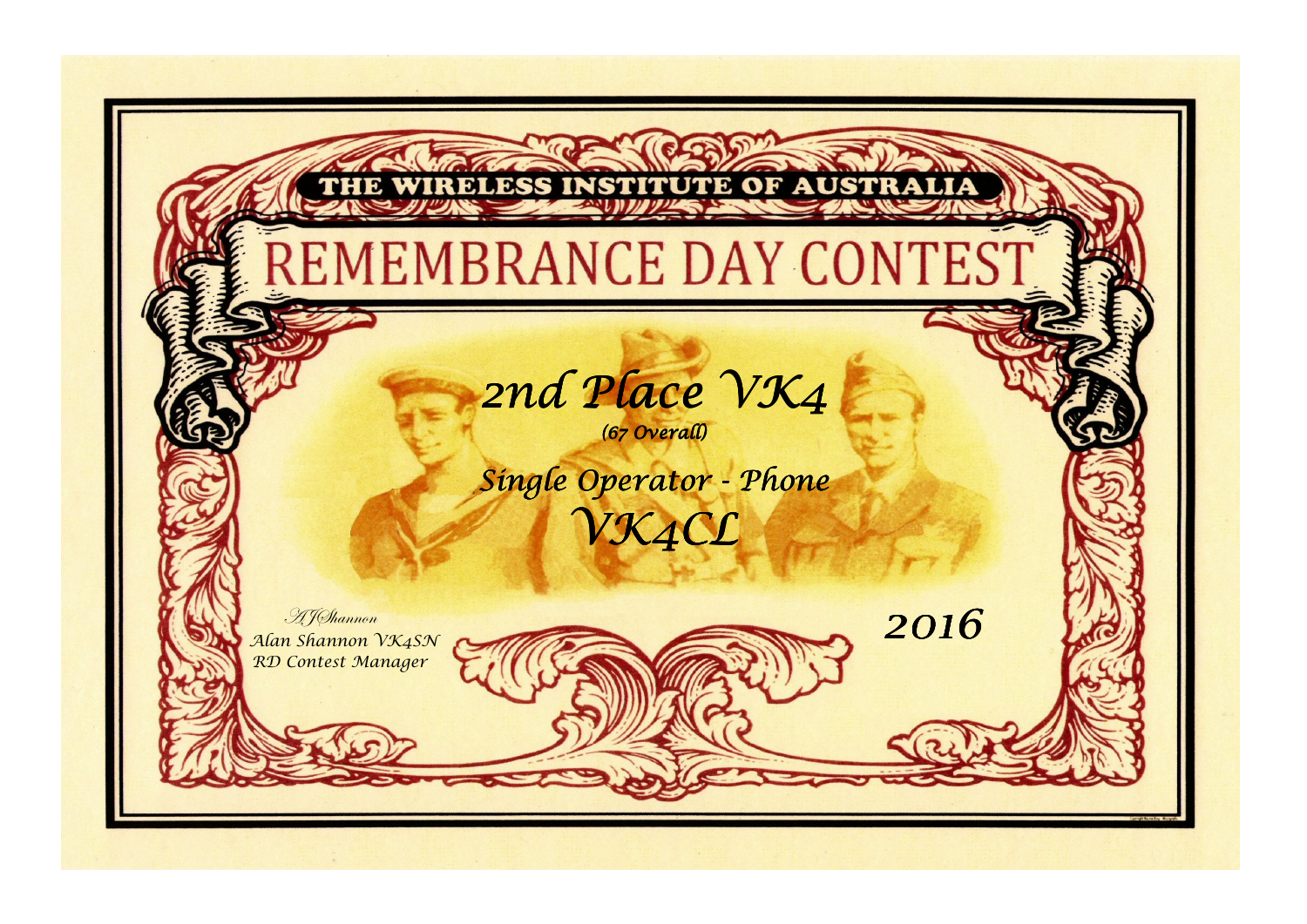THE WIRELESS INSTITUTE OF AUSTRALIA

# REMEMBRANCE DAY CONTEST

## 2nd Place VK4

*(67 Overall)*

*Single Operator - Phone*

## VK4CL

*AJShannon*
*Alan Shannon VK4SN*
*RD Contest Manager*

*2016*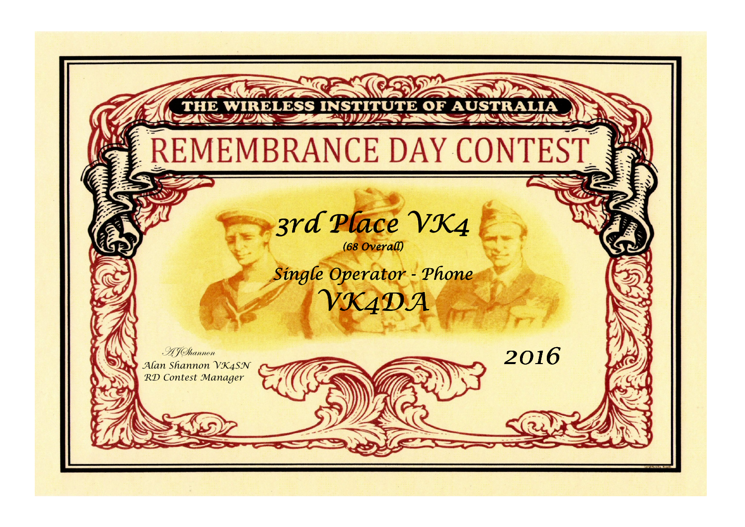THE WIRELESS INSTITUTE OF AUSTRALIA

# REMEMBRANCE DAY CONTEST

## *3rd Place VK4*

*(68 Overall)*

## *Single Operator - Phone*

## *VK4DA*

*AJShannon*
*Alan Shannon VK4SN*
*RD Contest Manager*

*2016*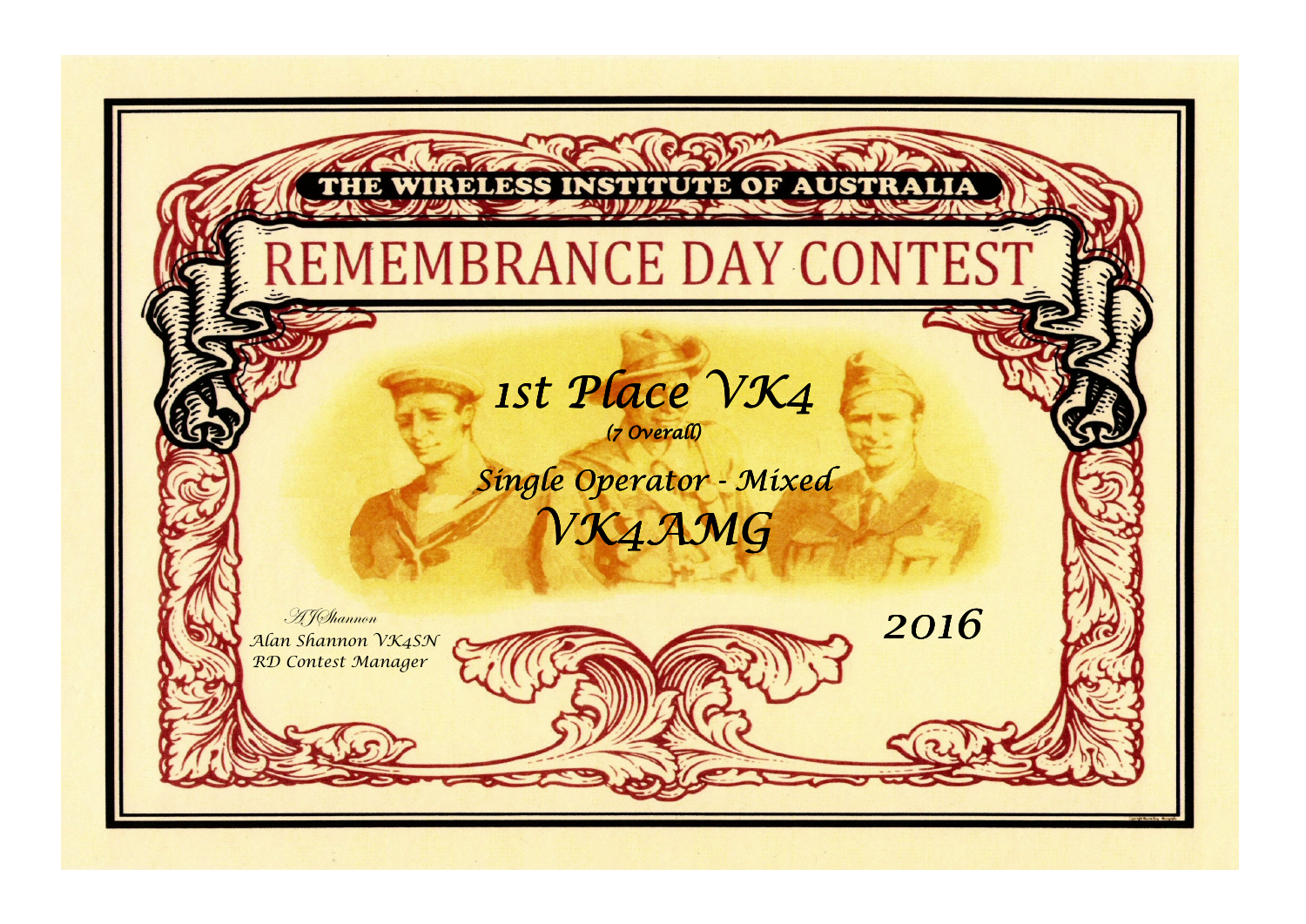THE WIRELESS INSTITUTE OF AUSTRALIA

# REMEMBRANCE DAY CONTEST

## 1st Place VK4

*(7 Overall)*

### Single Operator - Mixed

## VK4AMG

*AJShannon*
*Alan Shannon VK4SN*
*RD Contest Manager*

**2016**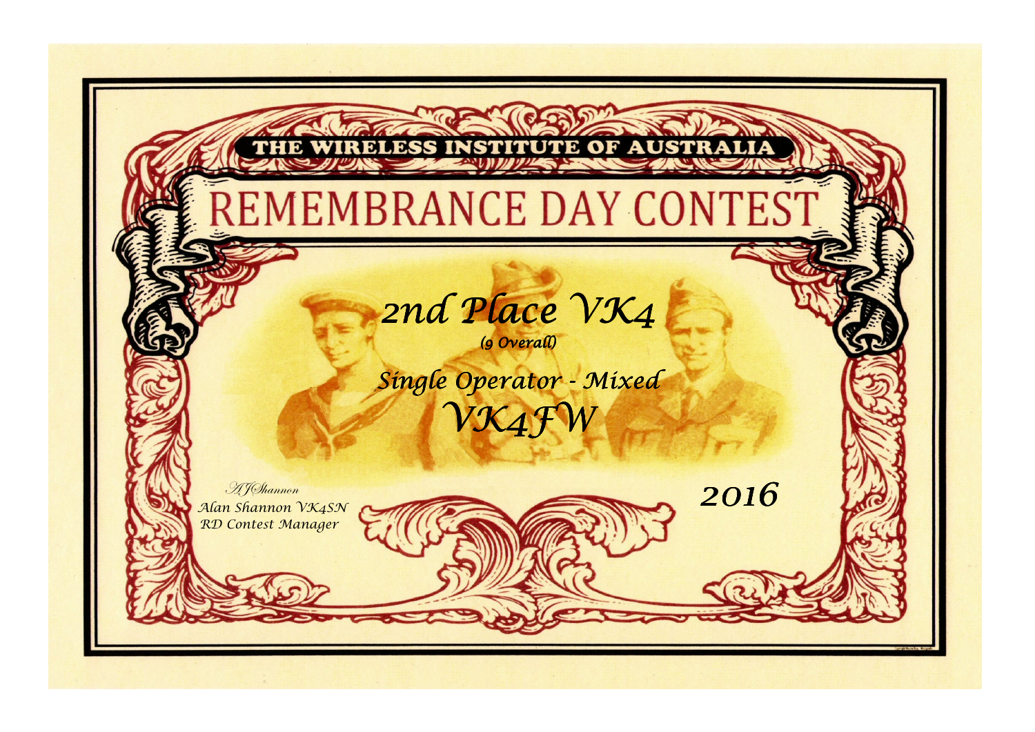THE WIRELESS INSTITUTE OF AUSTRALIA

# REMEMBRANCE DAY CONTEST

## 2nd Place VK4

*(9 Overall)*

### Single Operator - Mixed

## VK4FW

*AJShannon*

*Alan Shannon VK4SN*

*RD Contest Manager*

**2016**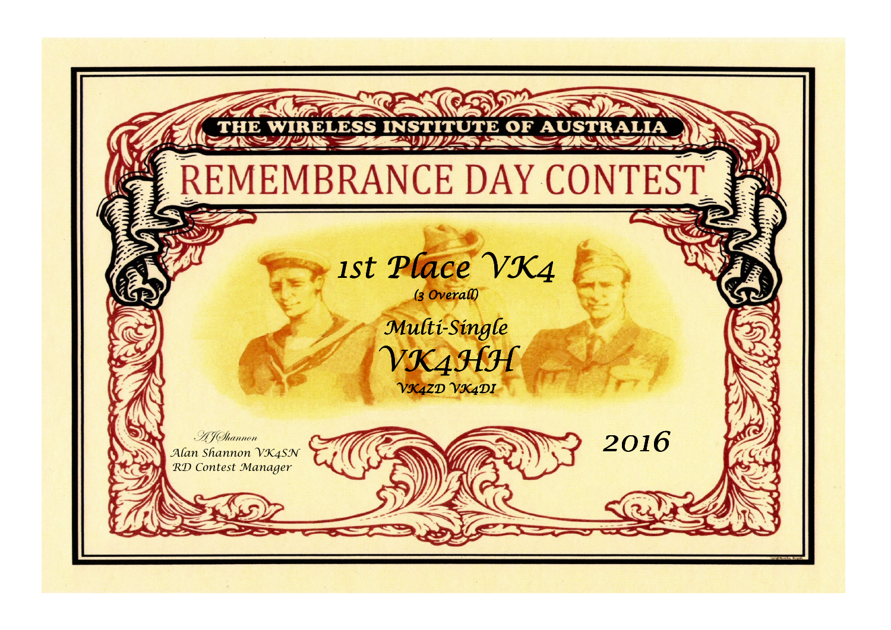THE WIRELESS INSTITUTE OF AUSTRALIA

# REMEMBRANCE DAY CONTEST

*1st Place VK4*

*(3 Overall)*

*Multi-Single*

*VK4HH*

*VK4ZD VK4DI*

*AJ Shannon*

*Alan Shannon VK4SN*

*RD Contest Manager*

*2016*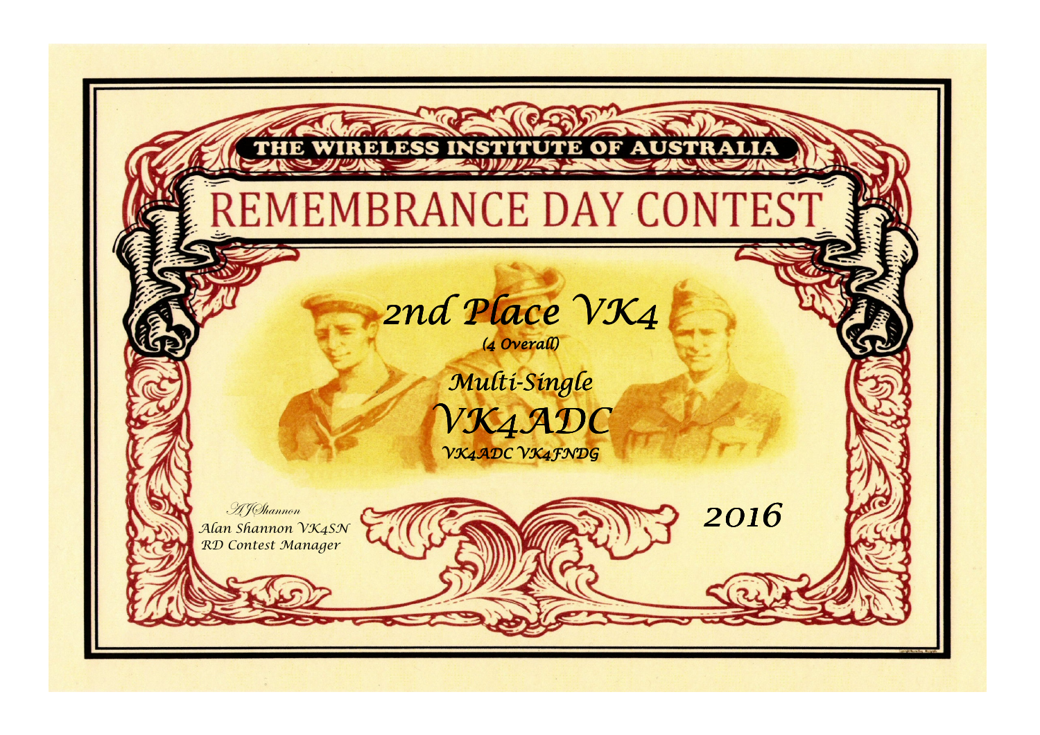THE WIRELESS INSTITUTE OF AUSTRALIA

# REMEMBRANCE DAY CONTEST

## 2nd Place VK4

*(4 Overall)*

*Multi-Single*

## VK4ADC

*VK4ADC VK4FNDG*

*AJShannon*
*Alan Shannon VK4SN*
*RD Contest Manager*

*2016*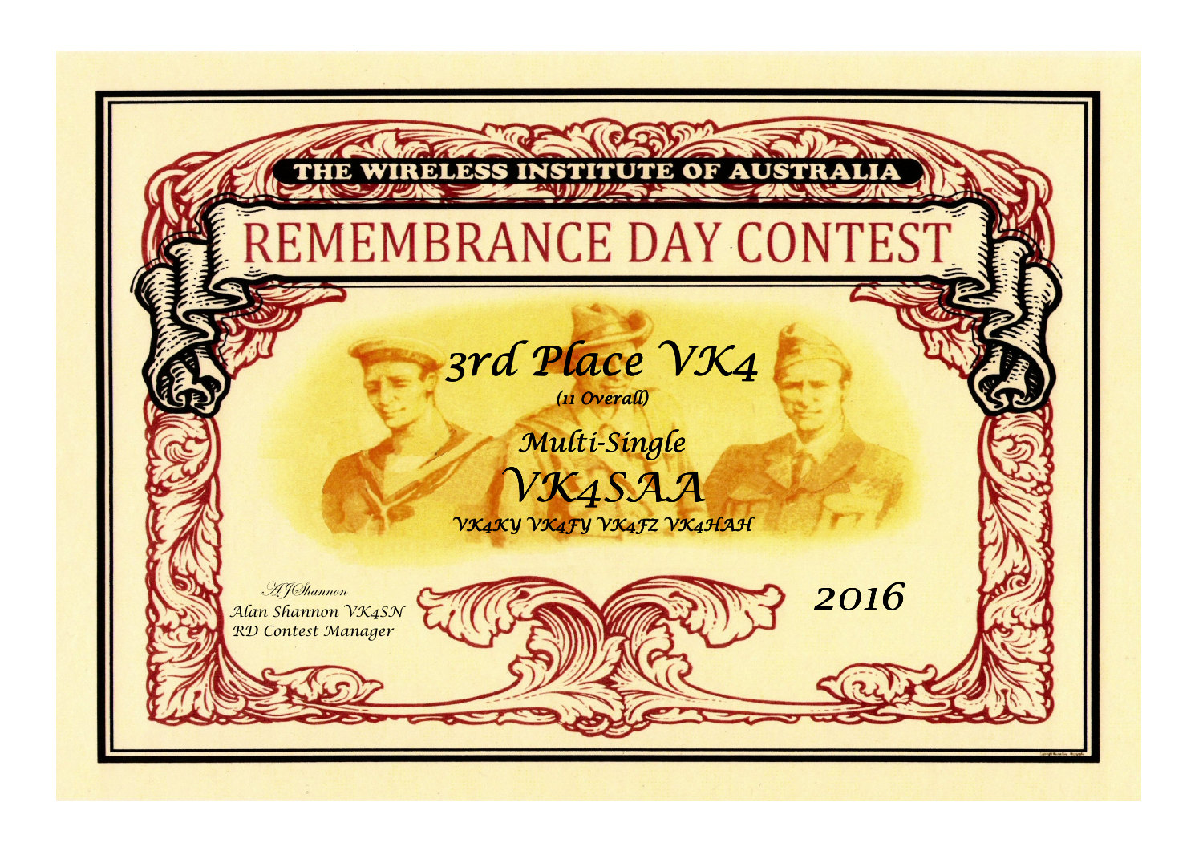THE WIRELESS INSTITUTE OF AUSTRALIA

# REMEMBRANCE DAY CONTEST

## *3rd Place VK4*

*(11 Overall)*

*Multi-Single*

## *VK4SAA*

*VK4KY VK4FY VK4FZ VK4HAH*

*AJShannon*
*Alan Shannon VK4SN*
*RD Contest Manager*

*2016*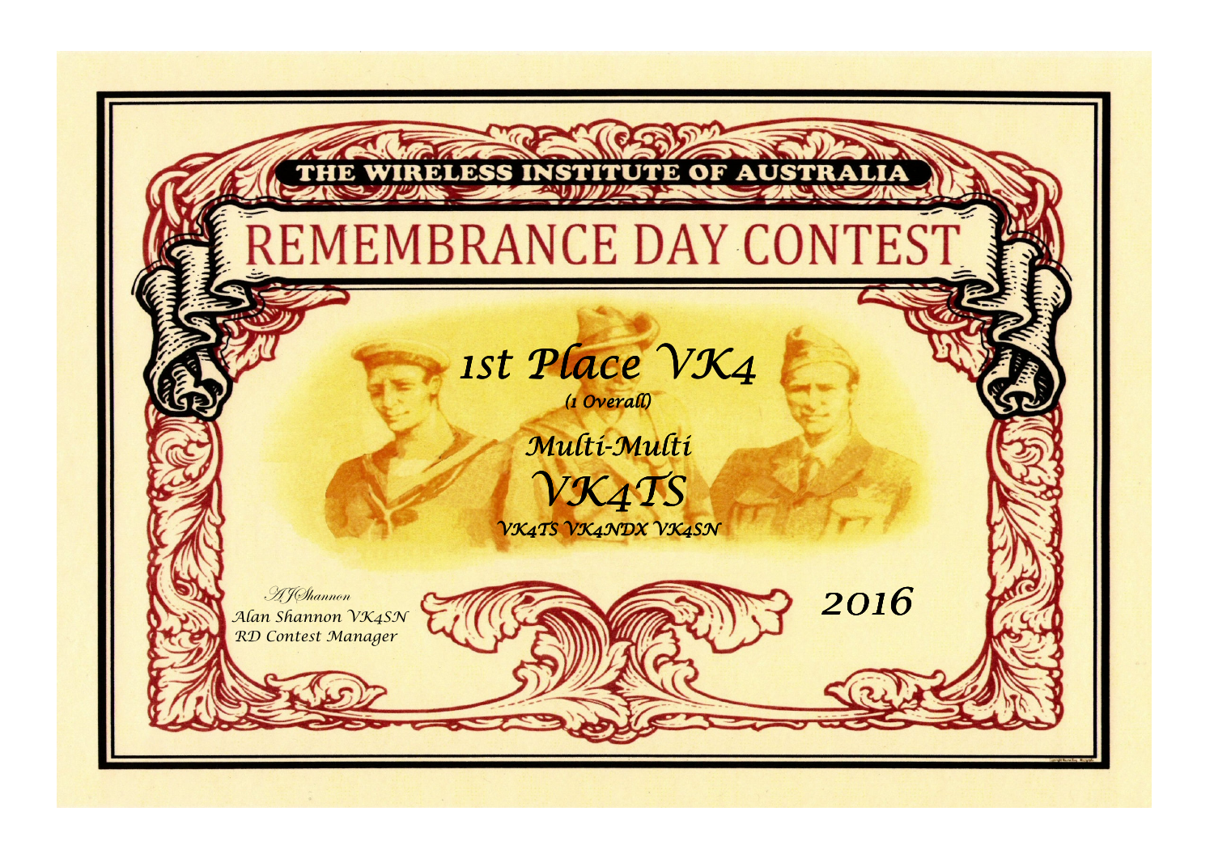THE WIRELESS INSTITUTE OF AUSTRALIA

# REMEMBRANCE DAY CONTEST

## *1st Place VK4*

*(1 Overall)*

## *Multi-Multi*

# *VK4TS*

*VK4TS VK4NDX VK4SN*

*AJShannon*

*Alan Shannon VK4SN*

*RD Contest Manager*

*2016*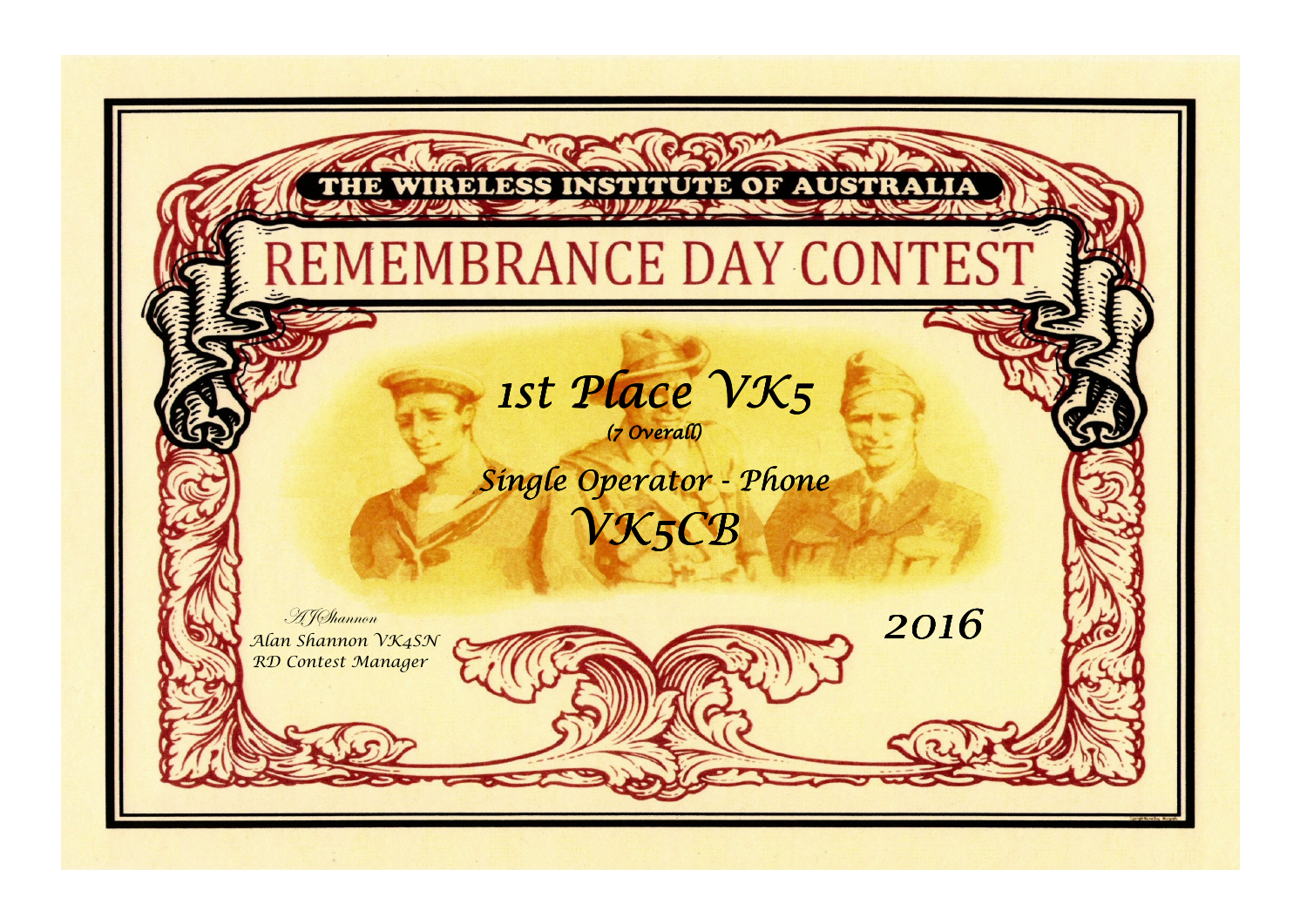THE WIRELESS INSTITUTE OF AUSTRALIA

# REMEMBRANCE DAY CONTEST

## 1st Place VK5

*(7 Overall)*

## Single Operator - Phone

## VK5CB

*AJShannon*
Alan Shannon VK4SN
RD Contest Manager

2016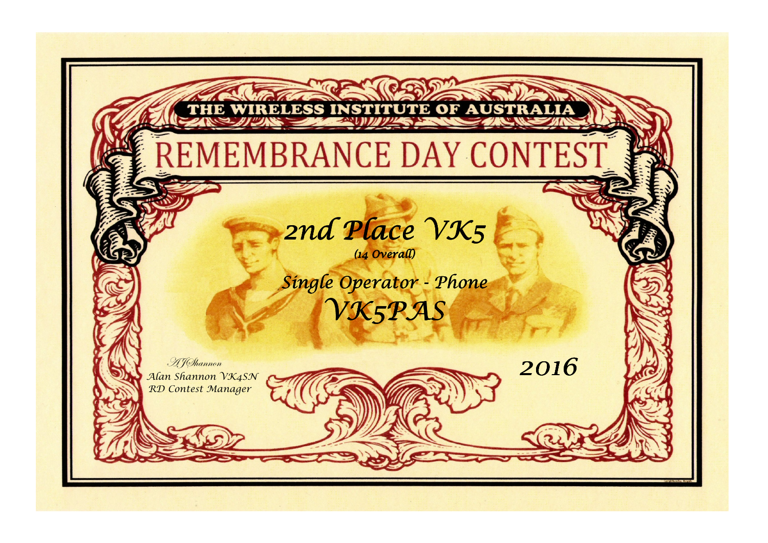THE WIRELESS INSTITUTE OF AUSTRALIA

# REMEMBRANCE DAY CONTEST

## 2nd Place VK5

(14 Overall)

Single Operator - Phone

## VK5PAS

A J Shannon
Alan Shannon VK4SN
RD Contest Manager

2016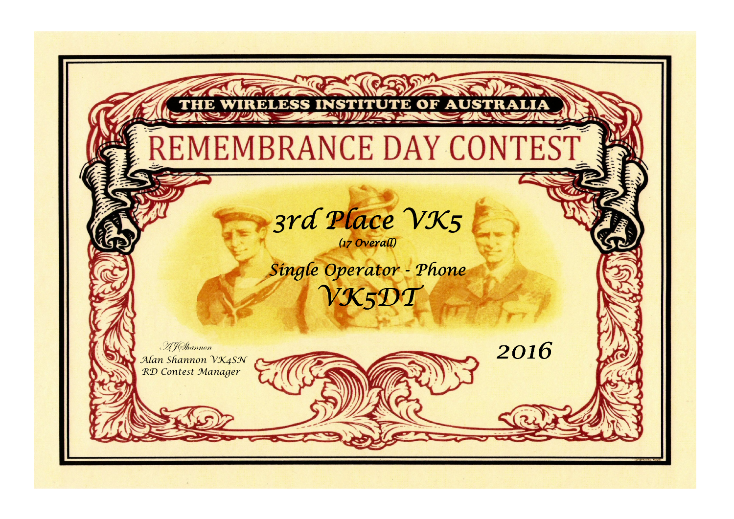THE WIRELESS INSTITUTE OF AUSTRALIA

# REMEMBRANCE DAY CONTEST

## 3rd Place VK5

(17 Overall)

Single Operator - Phone

## VK5DT

*AJShannon*

Alan Shannon VK4SN

RD Contest Manager

2016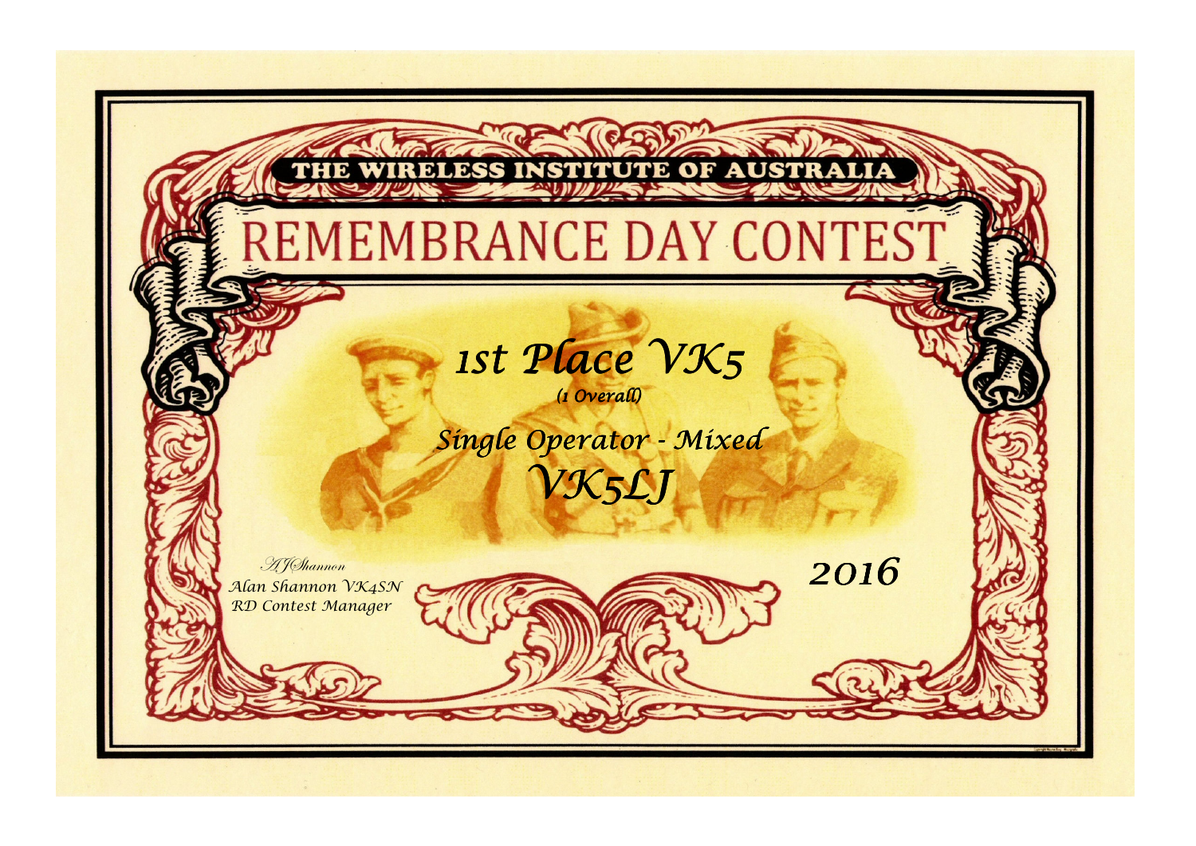THE WIRELESS INSTITUTE OF AUSTRALIA

# REMEMBRANCE DAY CONTEST

## *1st Place VK5*

*(1 Overall)*

*Single Operator - Mixed*

## *VK5LJ*

*AJShannon*
*Alan Shannon VK4SN*
*RD Contest Manager*

*2016*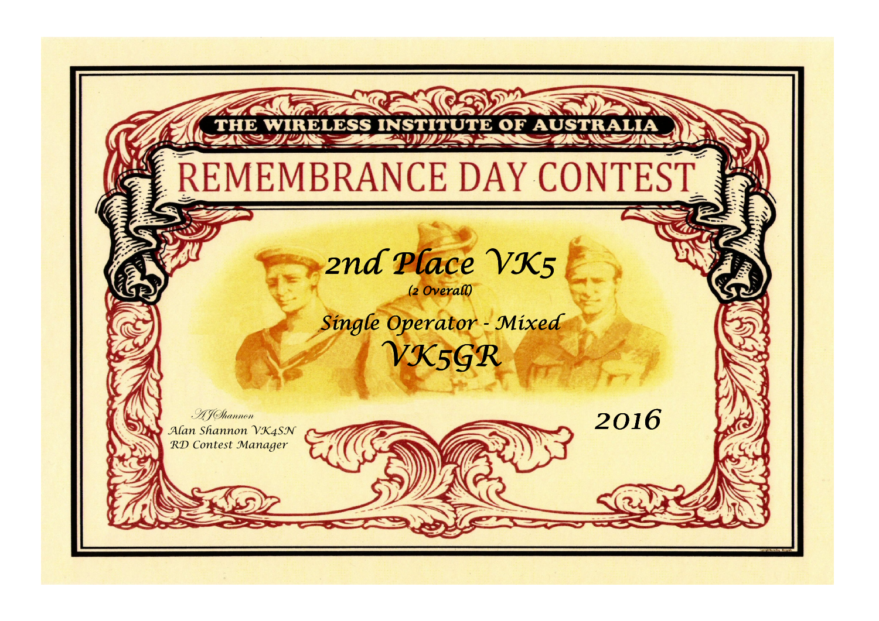THE WIRELESS INSTITUTE OF AUSTRALIA

# REMEMBRANCE DAY CONTEST

## 2nd Place VK5

(2 Overall)

### Single Operator - Mixed

## VK5GR

AJ Shannon
Alan Shannon VK4SN
RD Contest Manager

2016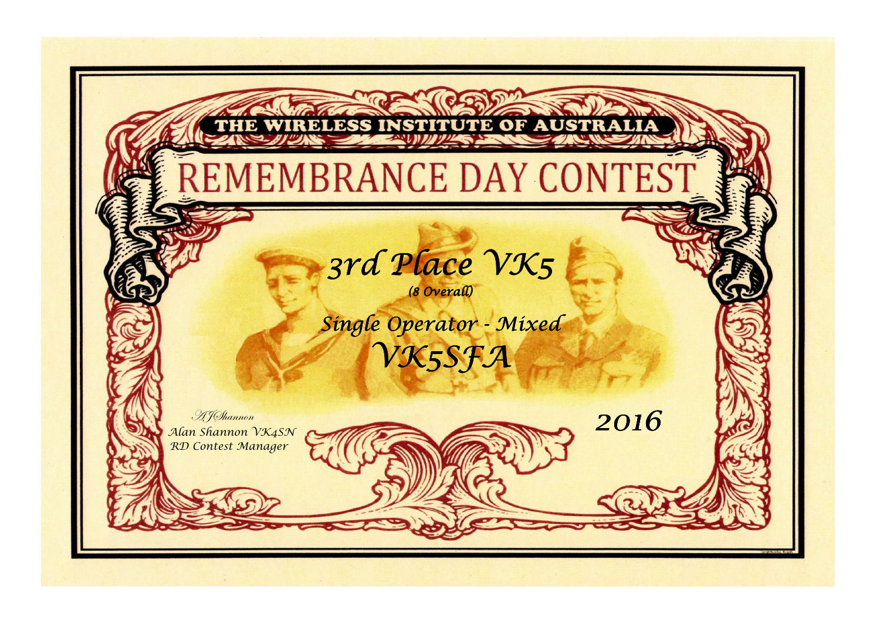THE WIRELESS INSTITUTE OF AUSTRALIA

# REMEMBRANCE DAY CONTEST

## *3rd Place VK5*

*(8 Overall)*

### *Single Operator - Mixed*

## *VK5SFA*

*AJShannon*
*Alan Shannon VK4SN*
*RD Contest Manager*

*2016*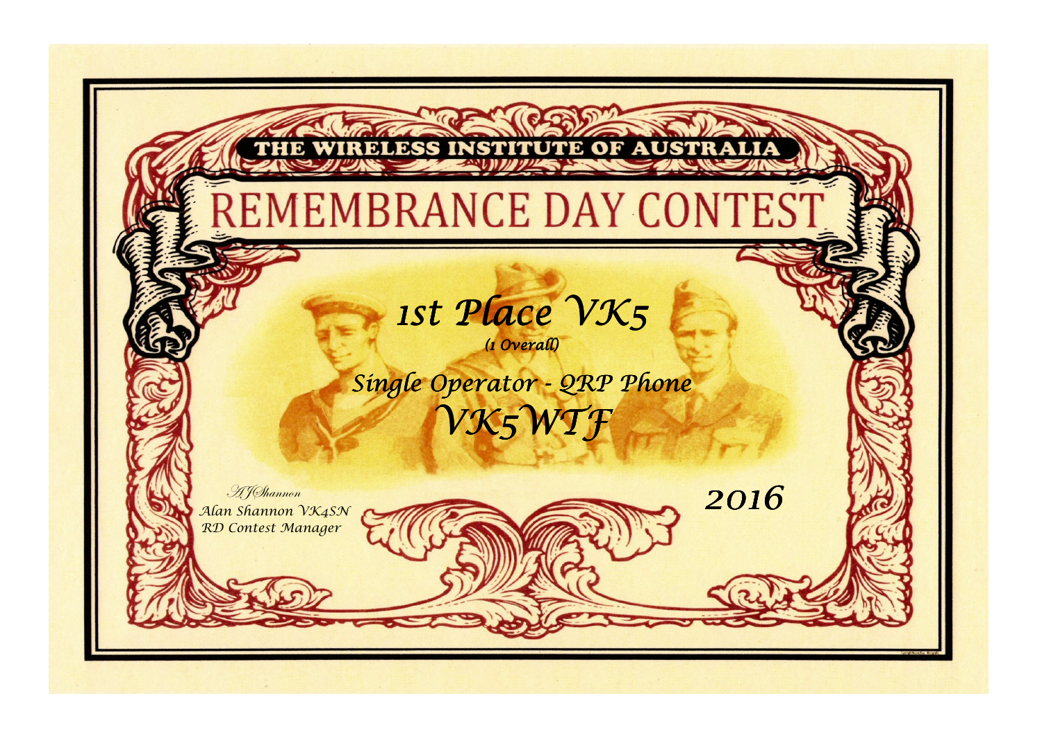THE WIRELESS INSTITUTE OF AUSTRALIA

# REMEMBRANCE DAY CONTEST

## 1st Place VK5

(1 Overall)

### Single Operator - QRP Phone

### VK5WTF

*AJShannon*

Alan Shannon VK4SN
RD Contest Manager

2016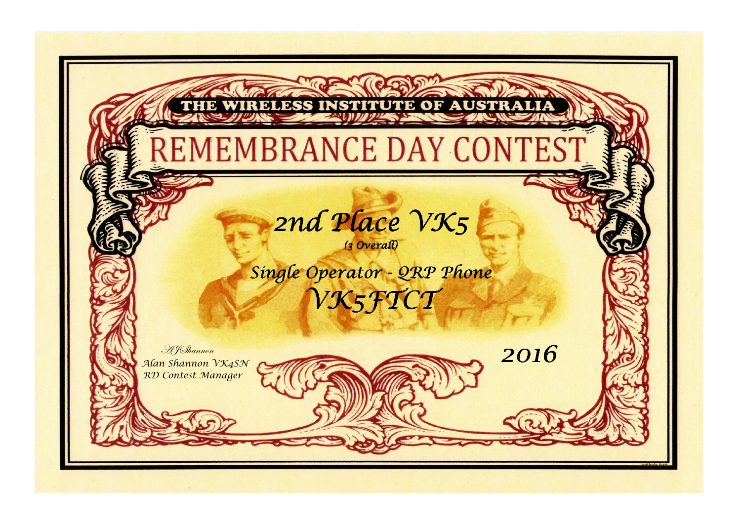THE WIRELESS INSTITUTE OF AUSTRALIA

# REMEMBRANCE DAY CONTEST

## *2nd Place VK5*

*(3 Overall)*

*Single Operator - QRP Phone*

## *VK5FTCT*

*AJShannon*
*Alan Shannon VK4SN*
*RD Contest Manager*

*2016*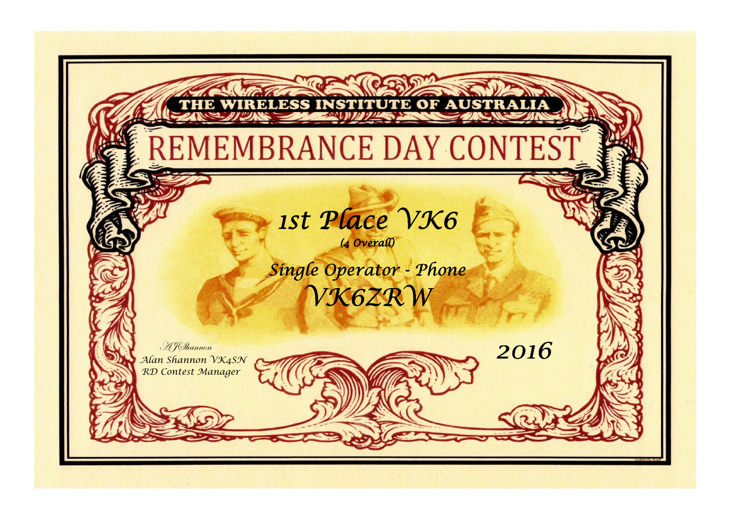THE WIRELESS INSTITUTE OF AUSTRALIA

# REMEMBRANCE DAY CONTEST

## *1st Place VK6*

*(4 Overall)*

## *Single Operator - Phone*

## *VK6ZRW*

*AJShannon*
*Alan Shannon VK4SN*
*RD Contest Manager*

*2016*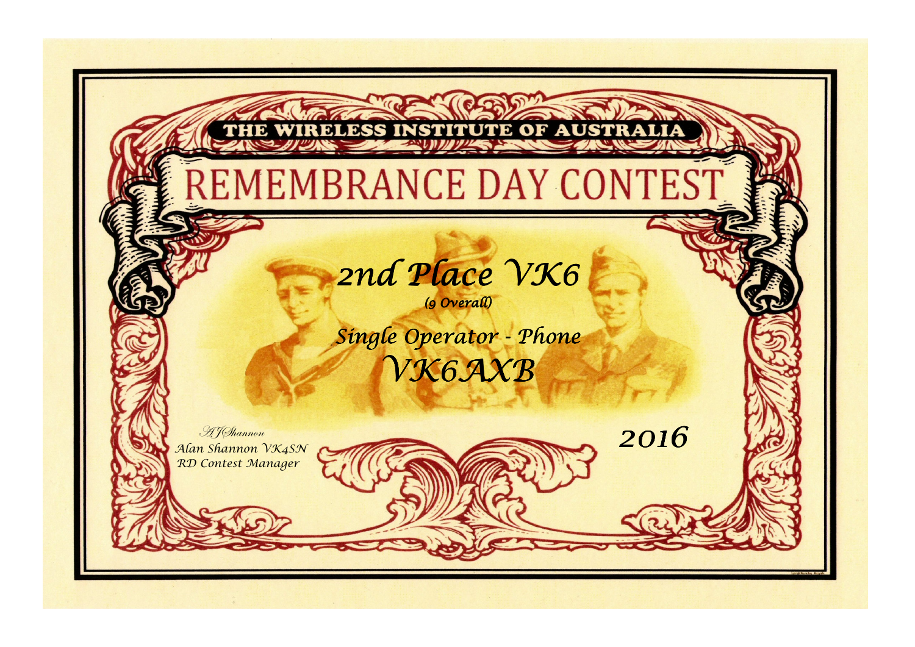THE WIRELESS INSTITUTE OF AUSTRALIA

# REMEMBRANCE DAY CONTEST

## *2nd Place VK6*

*(9 Overall)*

## *Single Operator - Phone*

## *VK6AXB*

*A J Shannon*
*Alan Shannon VK4SN*
*RD Contest Manager*

*2016*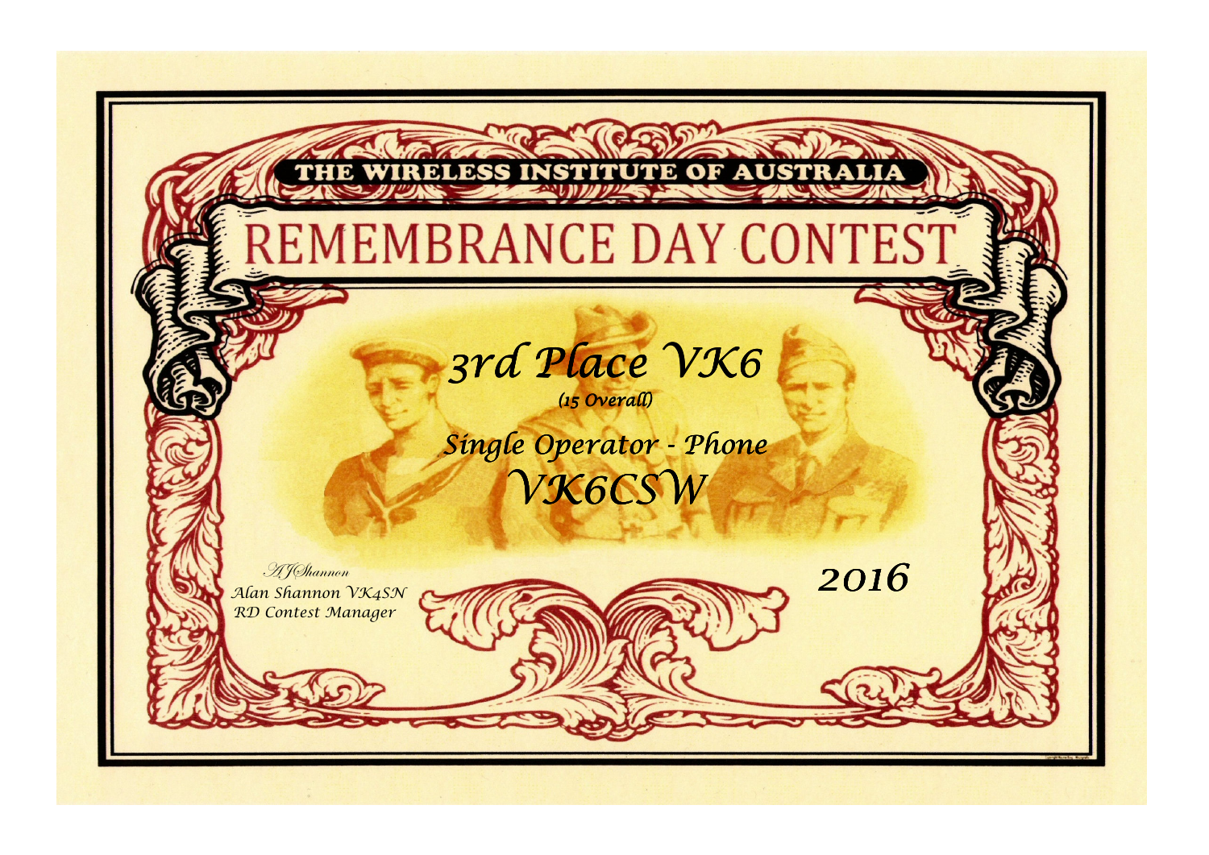THE WIRELESS INSTITUTE OF AUSTRALIA

# REMEMBRANCE DAY CONTEST

## *3rd Place VK6*

*(15 Overall)*

## *Single Operator - Phone*

## *VK6CSW*

*AJShannon*
*Alan Shannon VK4SN*
*RD Contest Manager*

*2016*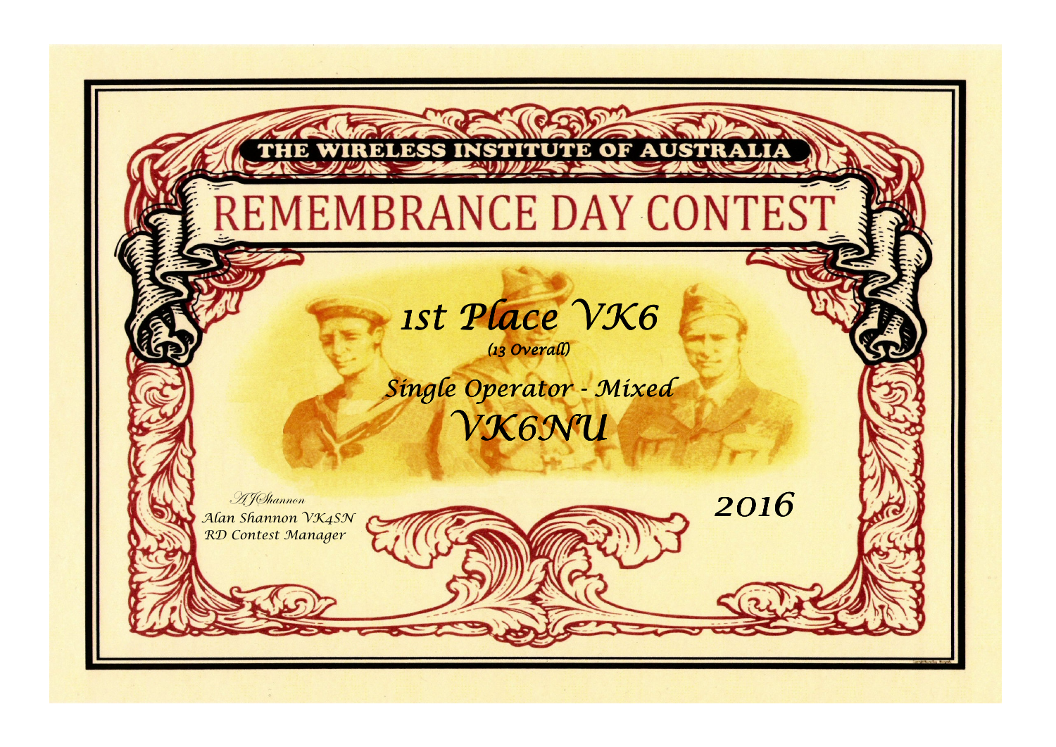THE WIRELESS INSTITUTE OF AUSTRALIA

# REMEMBRANCE DAY CONTEST

## *1st Place VK6*

*(13 Overall)*

*Single Operator - Mixed*

## *VK6NU*

*AJShannon*

*Alan Shannon VK4SN*

*RD Contest Manager*

*2016*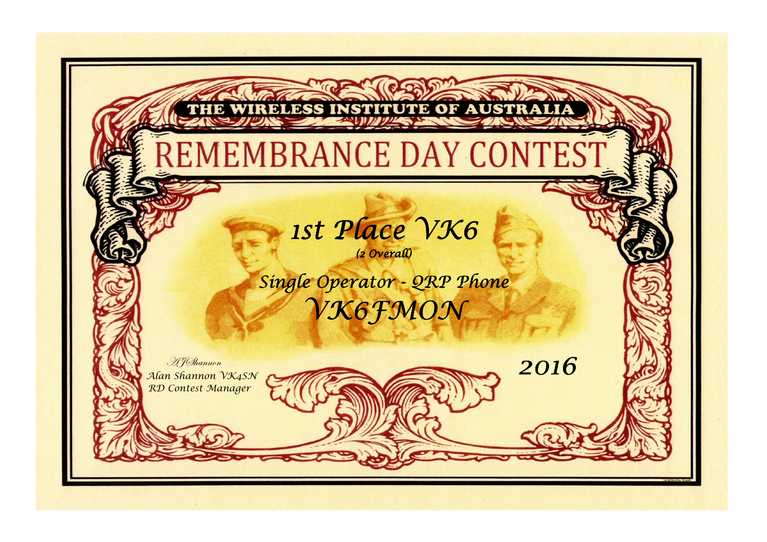THE WIRELESS INSTITUTE OF AUSTRALIA

# REMEMBRANCE DAY CONTEST

## *1st Place VK6*

*(2 Overall)*

*Single Operator - QRP Phone*

## *VK6FMON*

*AJShannon*

*Alan Shannon VK4SN*

*RD Contest Manager*

*2016*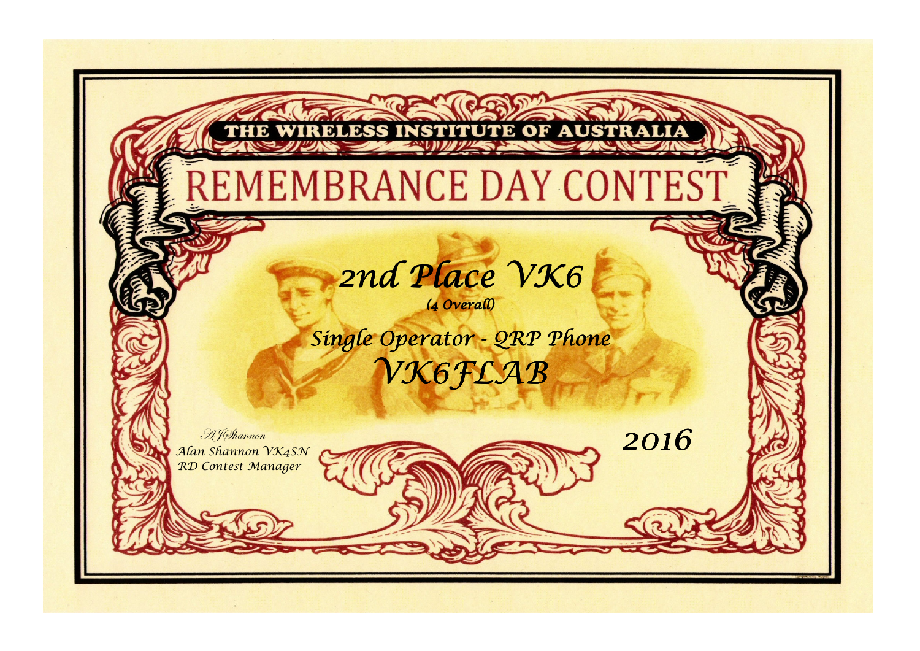THE WIRELESS INSTITUTE OF AUSTRALIA

# REMEMBRANCE DAY CONTEST

## *2nd Place VK6*

*(4 Overall)*

*Single Operator - QRP Phone*

## *VK6FLAB*

*AJShannon*
*Alan Shannon VK4SN*
*RD Contest Manager*

*2016*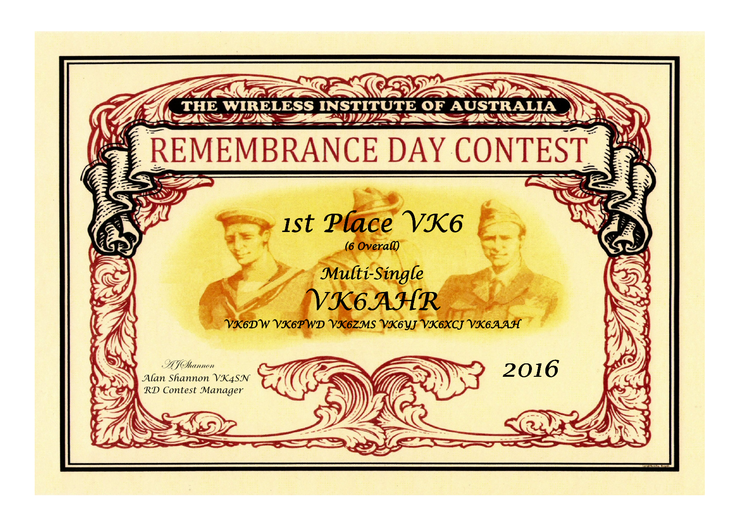THE WIRELESS INSTITUTE OF AUSTRALIA

# REMEMBRANCE DAY CONTEST

## *1st Place VK6*

*(6 Overall)*

*Multi-Single*

## *VK6AHR*

*VK6DW VK6PWD VK6ZMS VK6YJ VK6XCJ VK6AAH*

*AJShannon*
*Alan Shannon VK4SN*
*RD Contest Manager*

*2016*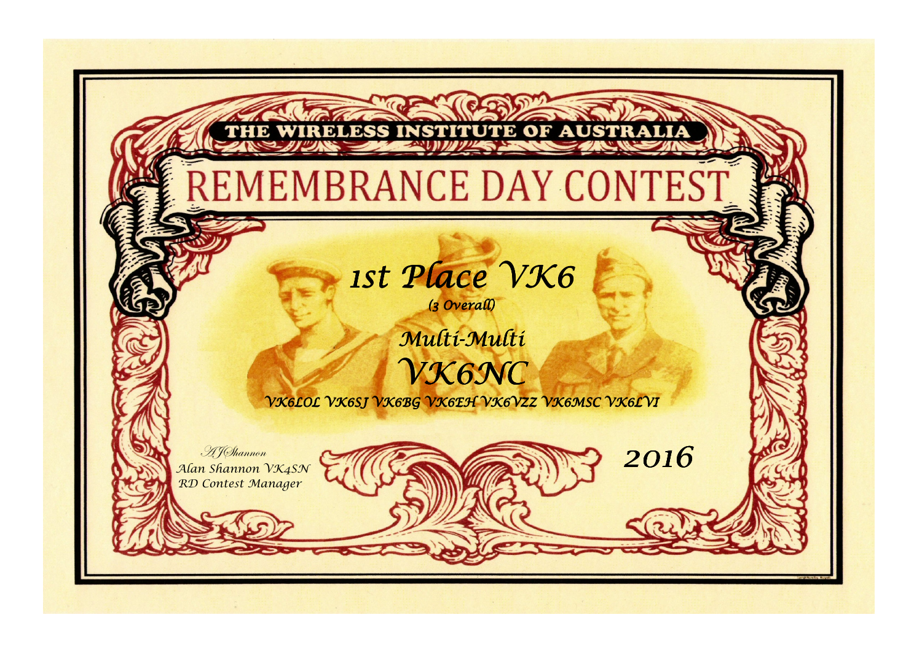THE WIRELESS INSTITUTE OF AUSTRALIA

# REMEMBRANCE DAY CONTEST

## 1st Place VK6

*(3 Overall)*

*Multi-Multi*

## VK6NC

*VK6LOL VK6SJ VK6BG VK6EH VK6VZZ VK6MSC VK6LVI*

*AJShannon*
*Alan Shannon VK4SN*
*RD Contest Manager*

*2016*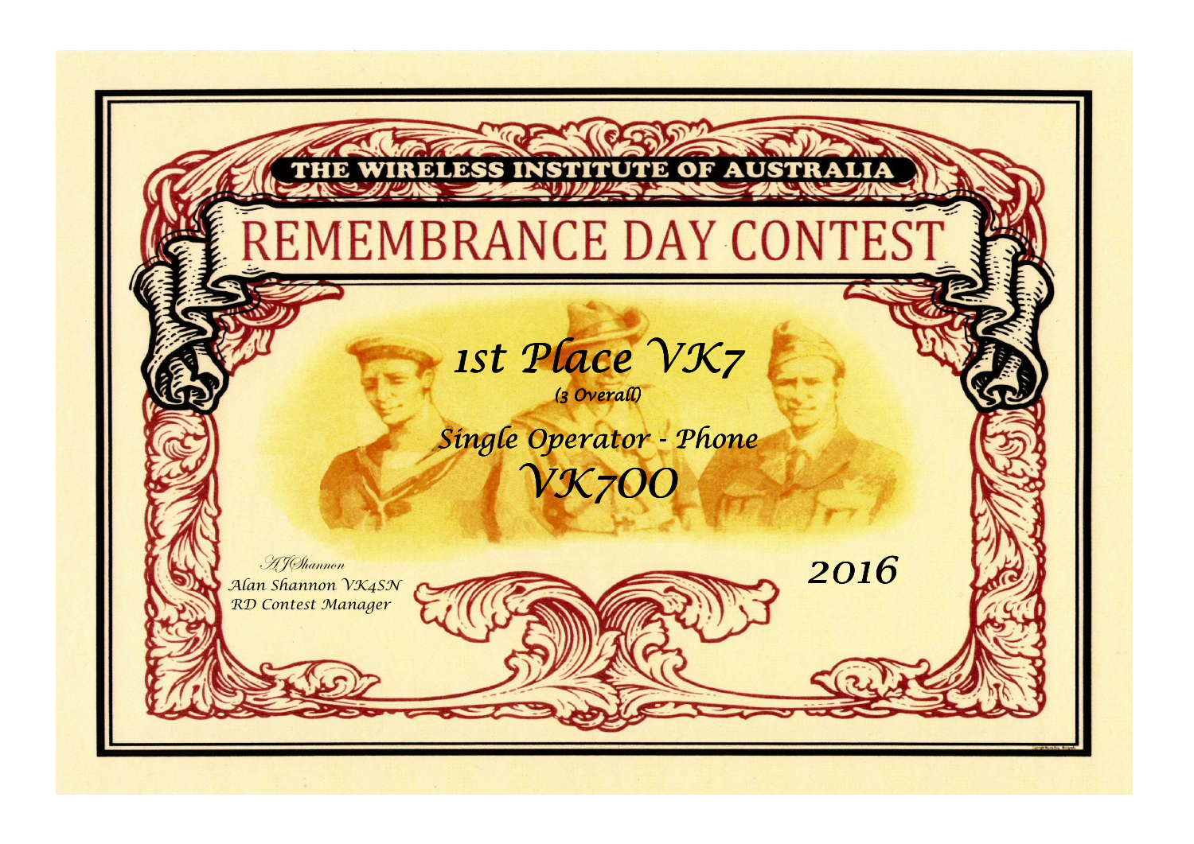THE WIRELESS INSTITUTE OF AUSTRALIA

# REMEMBRANCE DAY CONTEST

## *1st Place VK7*

*(3 Overall)*

## *Single Operator - Phone*

## *VK7OO*

*AJShannon*
*Alan Shannon VK4SN*
*RD Contest Manager*

*2016*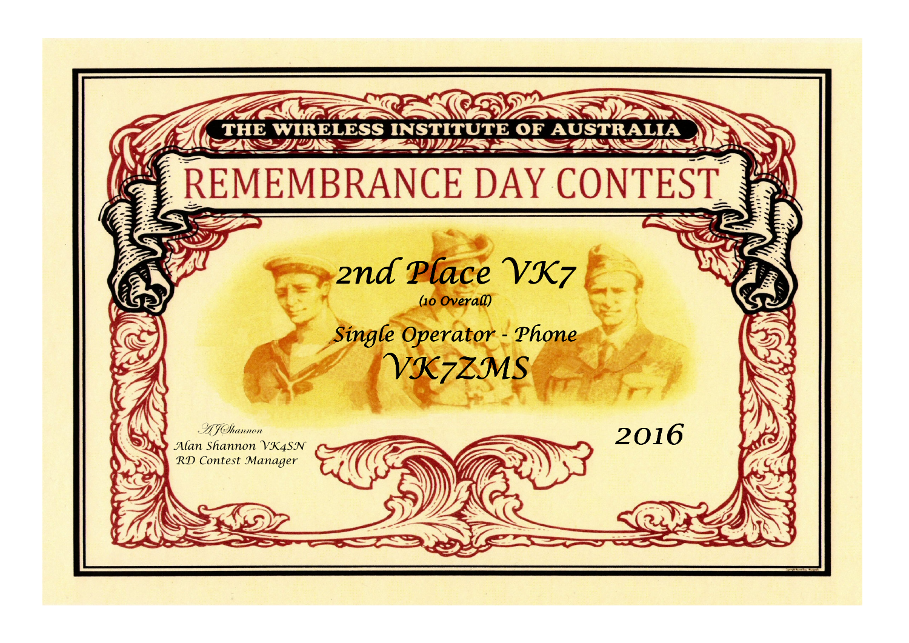THE WIRELESS INSTITUTE OF AUSTRALIA

# REMEMBRANCE DAY CONTEST

## *2nd Place VK7*

*(10 Overall)*

## *Single Operator - Phone*

## *VK7ZMS*

*2016*

*AJShannon*
*Alan Shannon VK4SN*
*RD Contest Manager*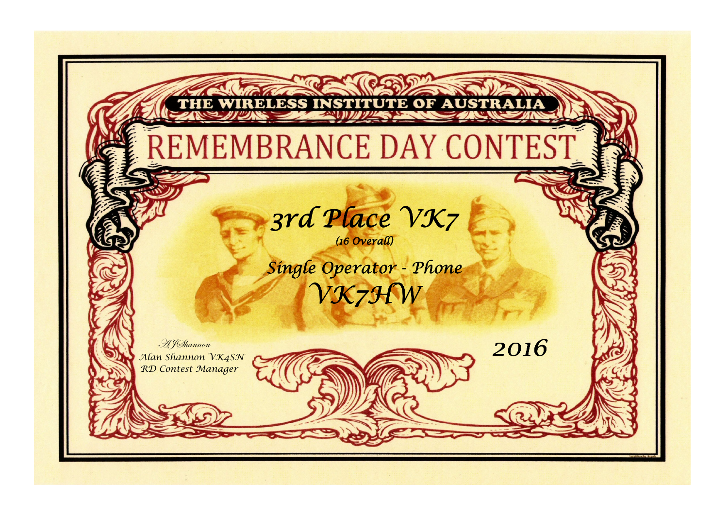THE WIRELESS INSTITUTE OF AUSTRALIA

# REMEMBRANCE DAY CONTEST

*3rd Place VK7*

*(16 Overall)*

*Single Operator - Phone*

*VK7HW*

*AJShannon*
*Alan Shannon VK4SN*
*RD Contest Manager*

*2016*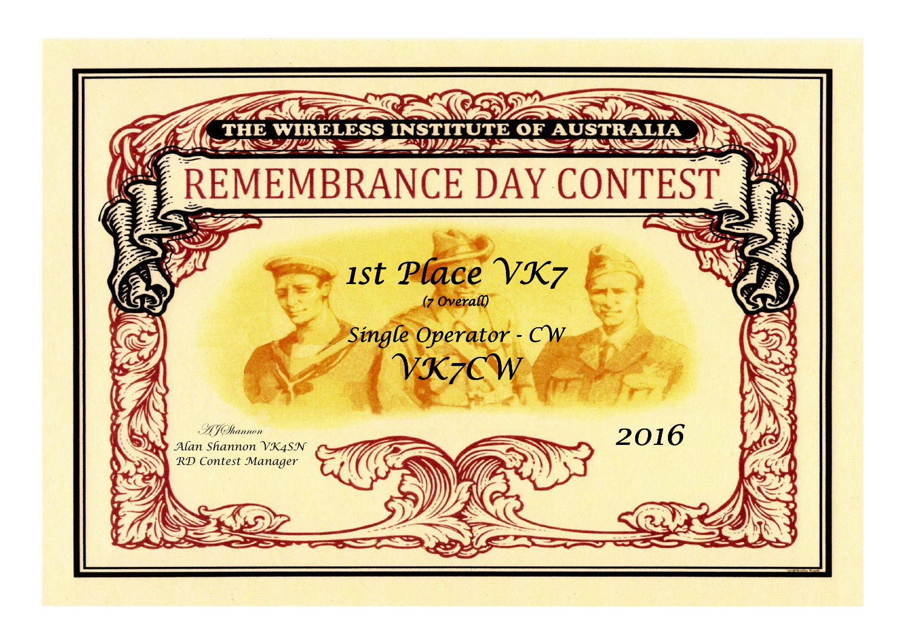THE WIRELESS INSTITUTE OF AUSTRALIA

# REMEMBRANCE DAY CONTEST

## *1st Place VK7*

*(7 Overall)*

### *Single Operator - CW*

## *VK7CW*

*AJShannon*
*Alan Shannon VK4SN*
*RD Contest Manager*

*2016*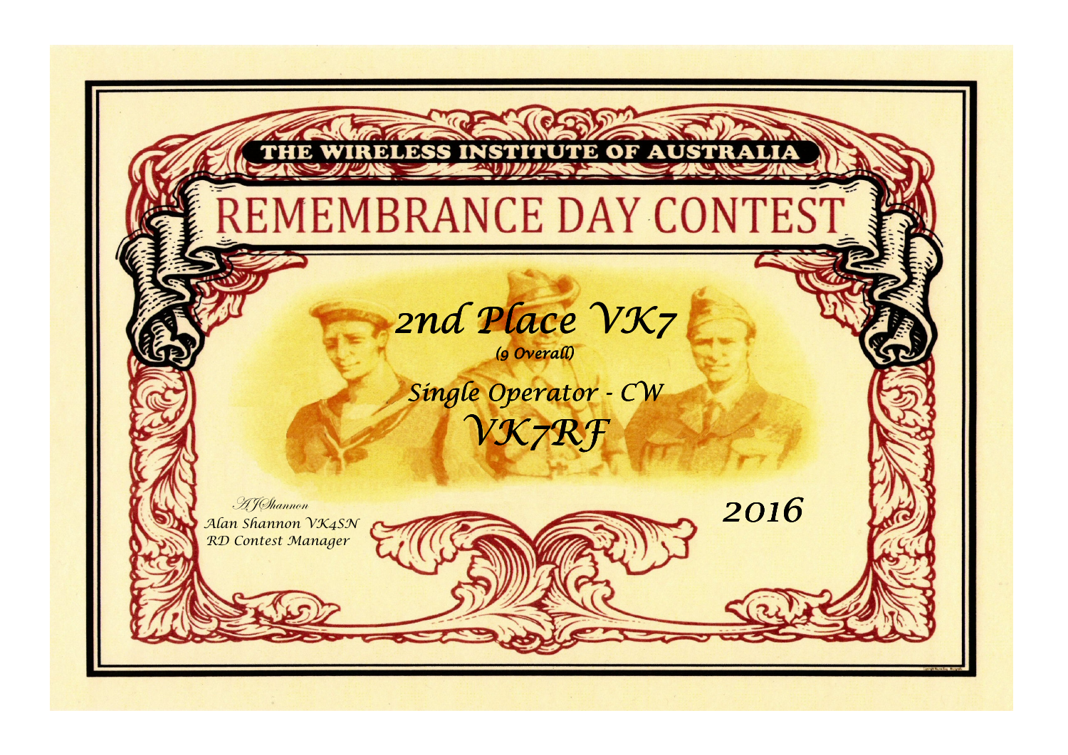THE WIRELESS INSTITUTE OF AUSTRALIA

# REMEMBRANCE DAY CONTEST

## *2nd Place VK7*

*(9 Overall)*

*Single Operator - CW*

## *VK7RF*

*2016*

*AJShannon*
*Alan Shannon VK4SN*
*RD Contest Manager*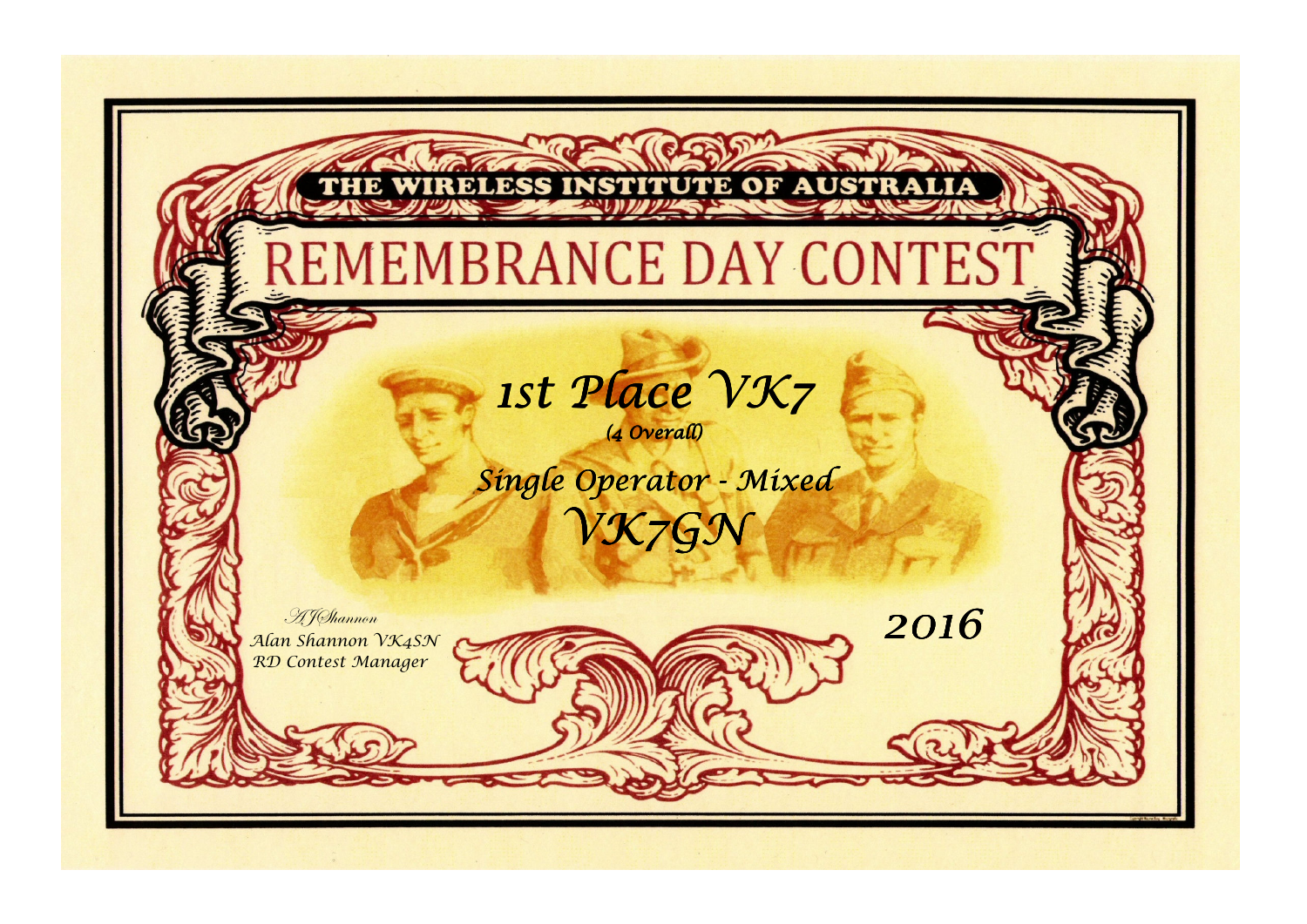THE WIRELESS INSTITUTE OF AUSTRALIA

# REMEMBRANCE DAY CONTEST

## *1st Place VK7*

*(4 Overall)*

## *Single Operator - Mixed*

## *VK7GN*

*A J Shannon*
*Alan Shannon VK4SN*
*RD Contest Manager*

*2016*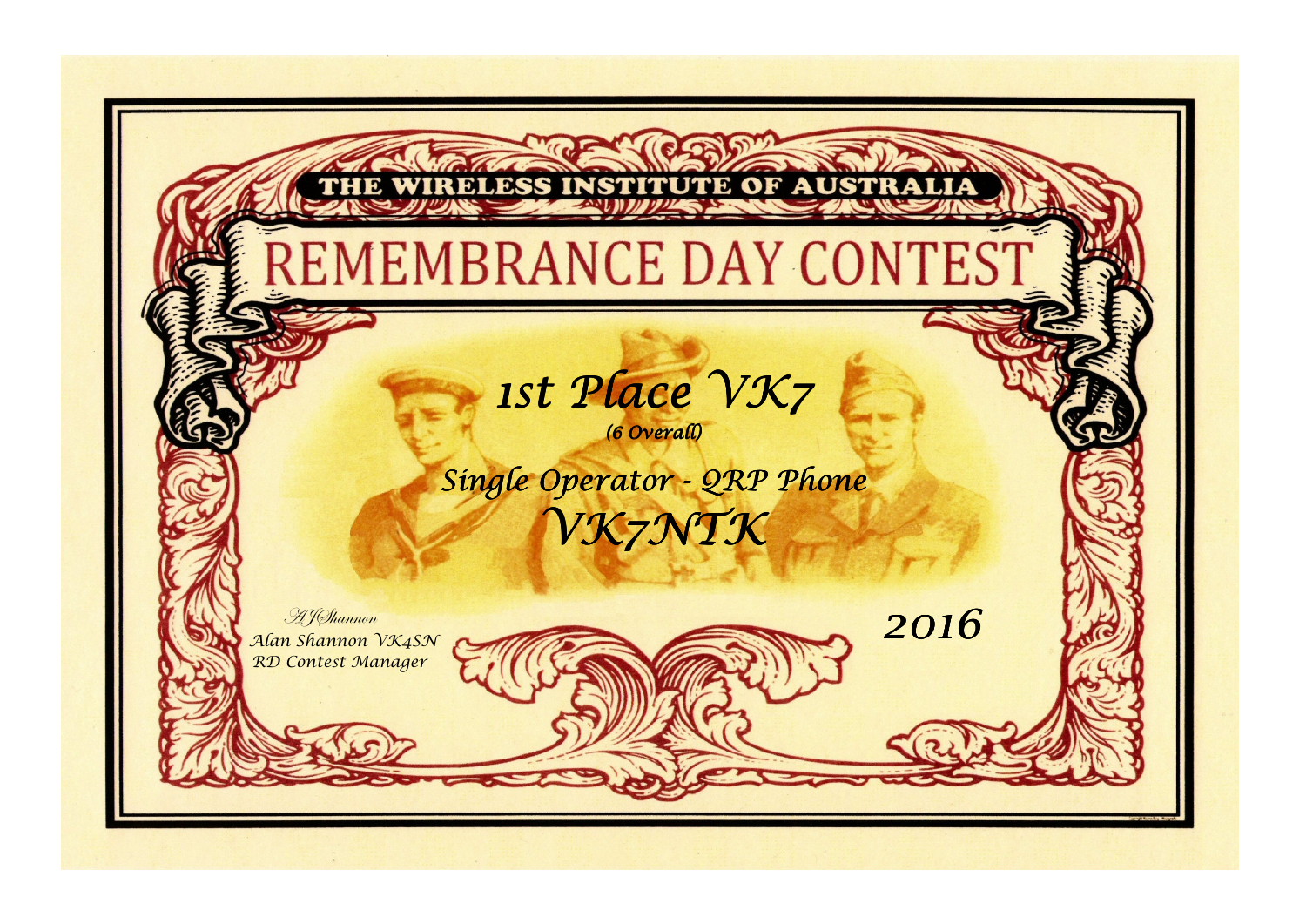THE WIRELESS INSTITUTE OF AUSTRALIA

# REMEMBRANCE DAY CONTEST

## *1st Place VK7*

*(6 Overall)*

*Single Operator - QRP Phone*

## *VK7NTK*

*AJShannon*
*Alan Shannon VK4SN*
*RD Contest Manager*

*2016*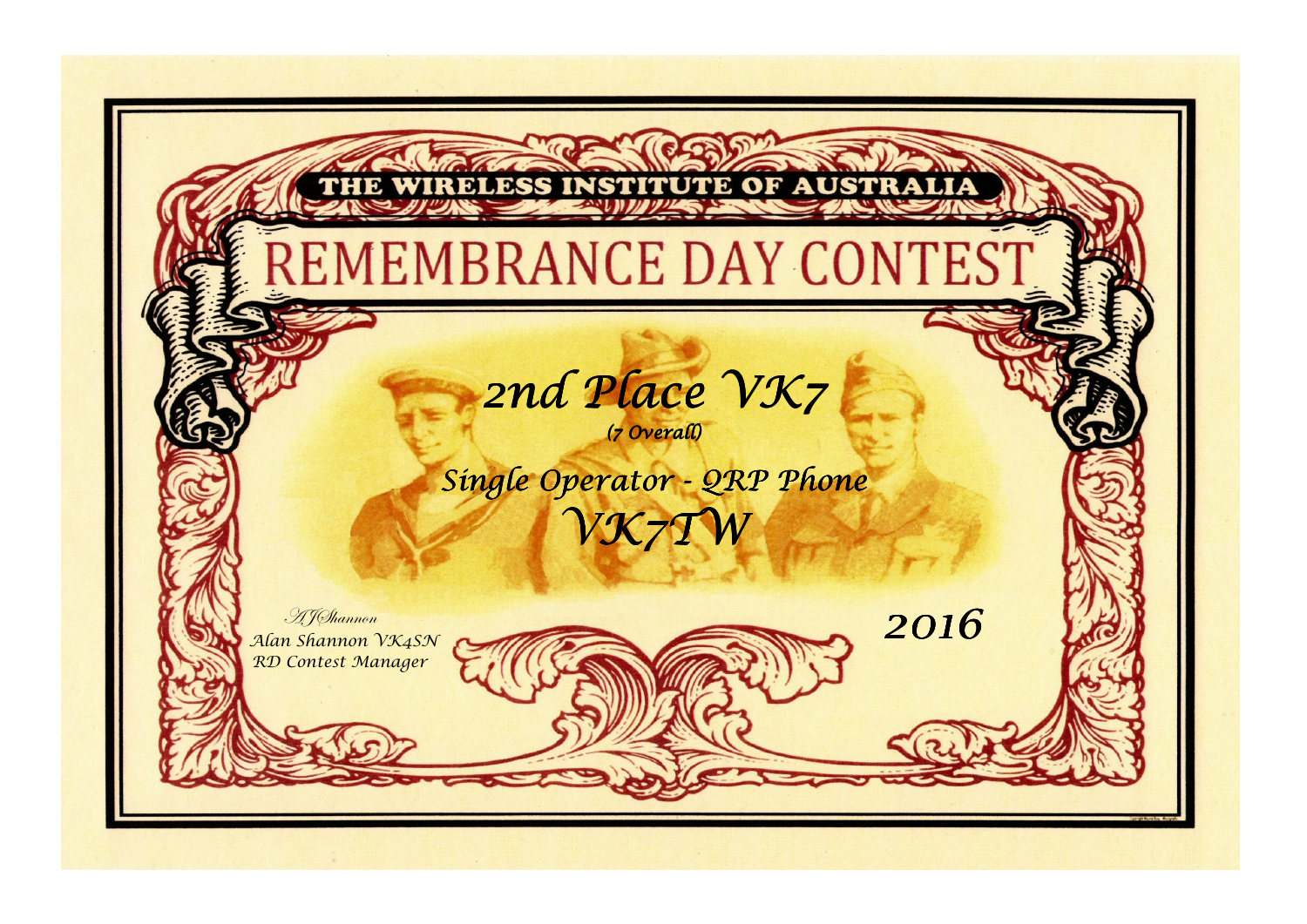THE WIRELESS INSTITUTE OF AUSTRALIA

# REMEMBRANCE DAY CONTEST

## *2nd Place VK7*

*(7 Overall)*

*Single Operator - QRP Phone*

## *VK7TW*

*AJShannon*
*Alan Shannon VK4SN*
*RD Contest Manager*

*2016*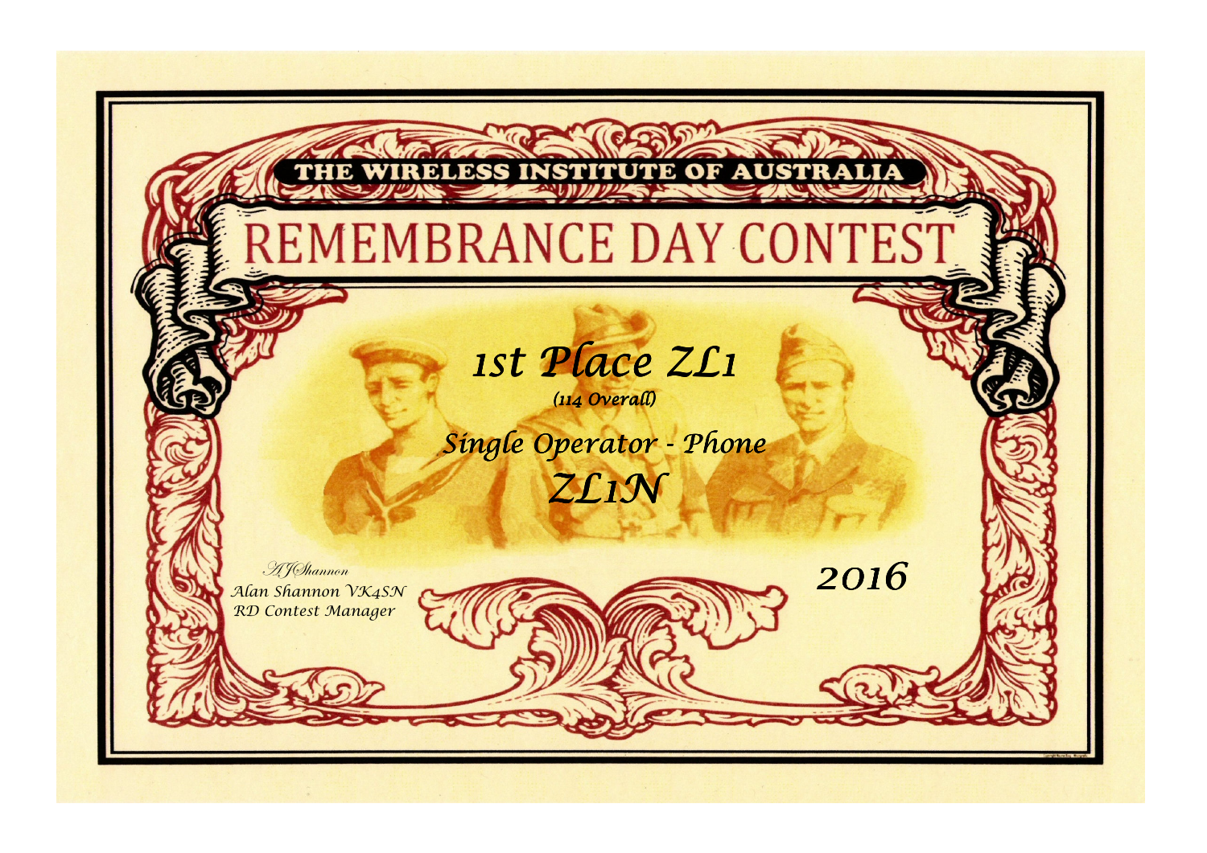THE WIRELESS INSTITUTE OF AUSTRALIA

# REMEMBRANCE DAY CONTEST

## *1st Place ZL1*

*(114 Overall)*

*Single Operator - Phone*

*ZL1N*

*2016*

*AJShannon*
*Alan Shannon VK4SN*
*RD Contest Manager*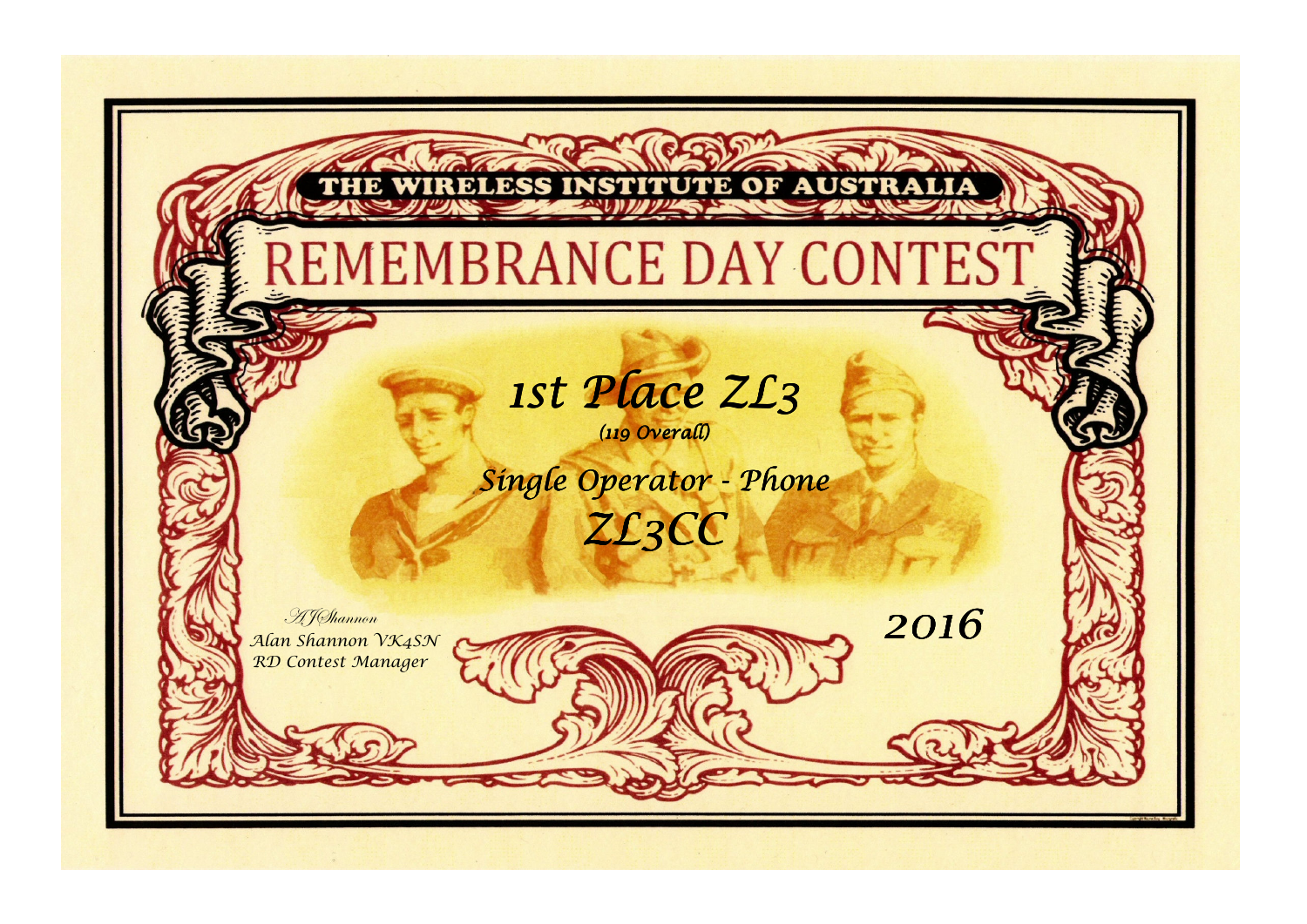THE WIRELESS INSTITUTE OF AUSTRALIA

# REMEMBRANCE DAY CONTEST

## *1st Place ZL3*

*(119 Overall)*

*Single Operator - Phone*

## *ZL3CC*

*AJShannon*
*Alan Shannon VK4SN*
*RD Contest Manager*

*2016*